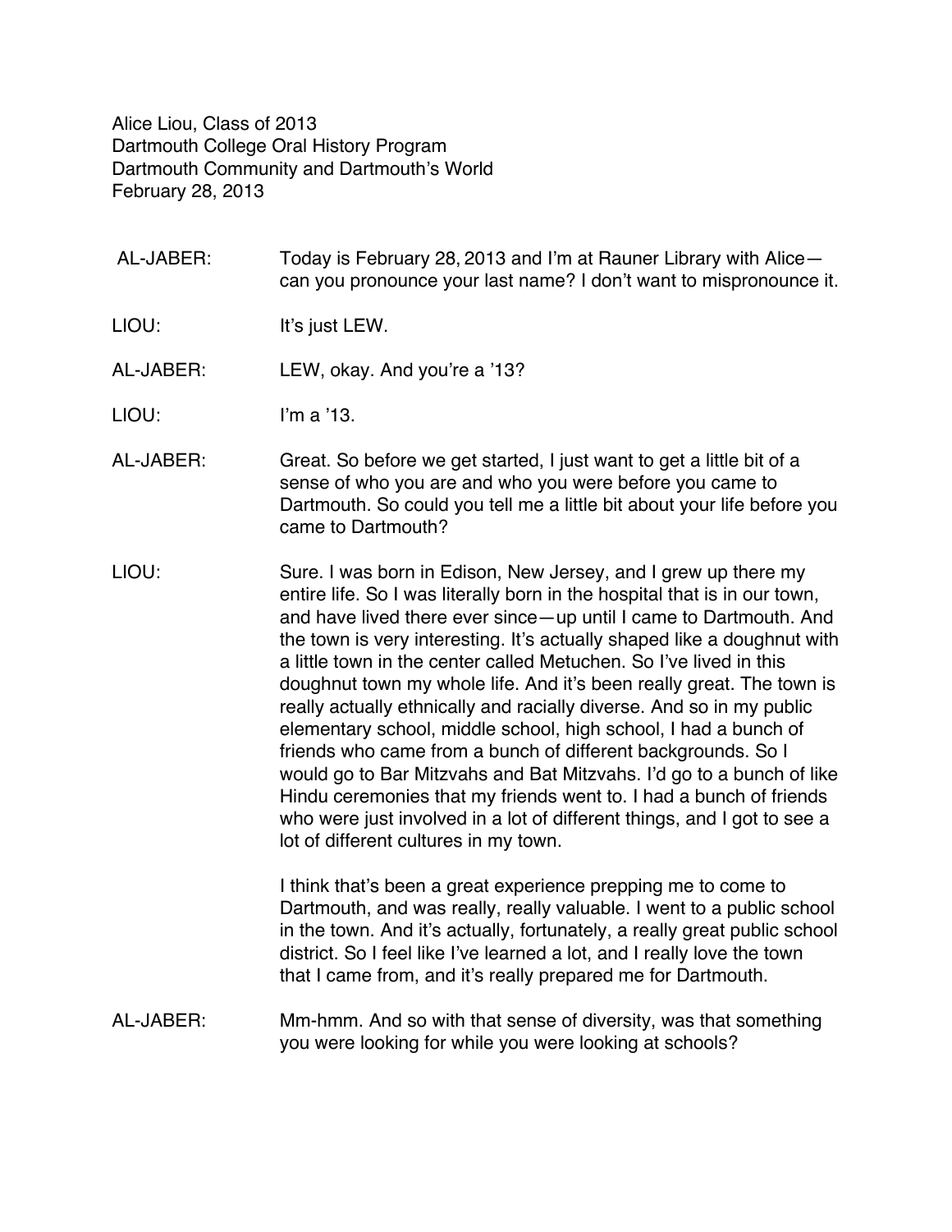Alice Liou, Class of 2013
Dartmouth College Oral History Program
Dartmouth Community and Dartmouth's World
February 28, 2013

AL-JABER: Today is February 28, 2013 and I'm at Rauner Library with Alice—can you pronounce your last name? I don't want to mispronounce it.

LIOU: It's just LEW.

AL-JABER: LEW, okay. And you're a '13?

LIOU: I'm a '13.

AL-JABER: Great. So before we get started, I just want to get a little bit of a sense of who you are and who you were before you came to Dartmouth. So could you tell me a little bit about your life before you came to Dartmouth?

LIOU: Sure. I was born in Edison, New Jersey, and I grew up there my entire life. So I was literally born in the hospital that is in our town, and have lived there ever since—up until I came to Dartmouth. And the town is very interesting. It's actually shaped like a doughnut with a little town in the center called Metuchen. So I've lived in this doughnut town my whole life. And it's been really great. The town is really actually ethnically and racially diverse. And so in my public elementary school, middle school, high school, I had a bunch of friends who came from a bunch of different backgrounds. So I would go to Bar Mitzvahs and Bat Mitzvahs. I'd go to a bunch of like Hindu ceremonies that my friends went to. I had a bunch of friends who were just involved in a lot of different things, and I got to see a lot of different cultures in my town.

I think that's been a great experience prepping me to come to Dartmouth, and was really, really valuable. I went to a public school in the town. And it's actually, fortunately, a really great public school district. So I feel like I've learned a lot, and I really love the town that I came from, and it's really prepared me for Dartmouth.

AL-JABER: Mm-hmm. And so with that sense of diversity, was that something you were looking for while you were looking at schools?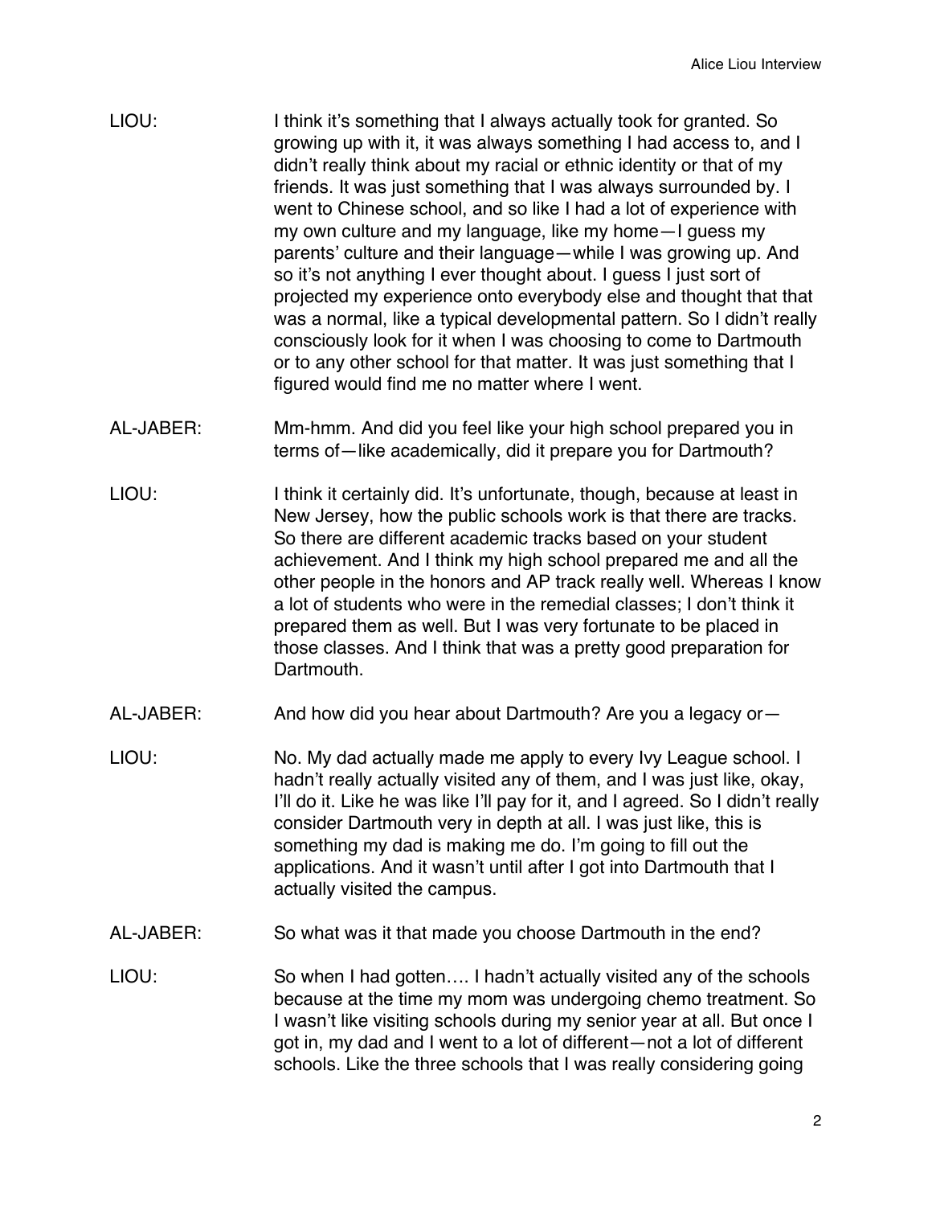LIOU: I think it's something that I always actually took for granted. So growing up with it, it was always something I had access to, and I didn't really think about my racial or ethnic identity or that of my friends. It was just something that I was always surrounded by. I went to Chinese school, and so like I had a lot of experience with my own culture and my language, like my home—I guess my parents' culture and their language—while I was growing up. And so it's not anything I ever thought about. I guess I just sort of projected my experience onto everybody else and thought that that was a normal, like a typical developmental pattern. So I didn't really consciously look for it when I was choosing to come to Dartmouth or to any other school for that matter. It was just something that I figured would find me no matter where I went.

AL-JABER: Mm-hmm. And did you feel like your high school prepared you in terms of—like academically, did it prepare you for Dartmouth?

LIOU: I think it certainly did. It's unfortunate, though, because at least in New Jersey, how the public schools work is that there are tracks. So there are different academic tracks based on your student achievement. And I think my high school prepared me and all the other people in the honors and AP track really well. Whereas I know a lot of students who were in the remedial classes; I don't think it prepared them as well. But I was very fortunate to be placed in those classes. And I think that was a pretty good preparation for Dartmouth.

AL-JABER: And how did you hear about Dartmouth? Are you a legacy or—

LIOU: No. My dad actually made me apply to every Ivy League school. I hadn't really actually visited any of them, and I was just like, okay, I'll do it. Like he was like I'll pay for it, and I agreed. So I didn't really consider Dartmouth very in depth at all. I was just like, this is something my dad is making me do. I'm going to fill out the applications. And it wasn't until after I got into Dartmouth that I actually visited the campus.

AL-JABER: So what was it that made you choose Dartmouth in the end?

LIOU: So when I had gotten…. I hadn't actually visited any of the schools because at the time my mom was undergoing chemo treatment. So I wasn't like visiting schools during my senior year at all. But once I got in, my dad and I went to a lot of different—not a lot of different schools. Like the three schools that I was really considering going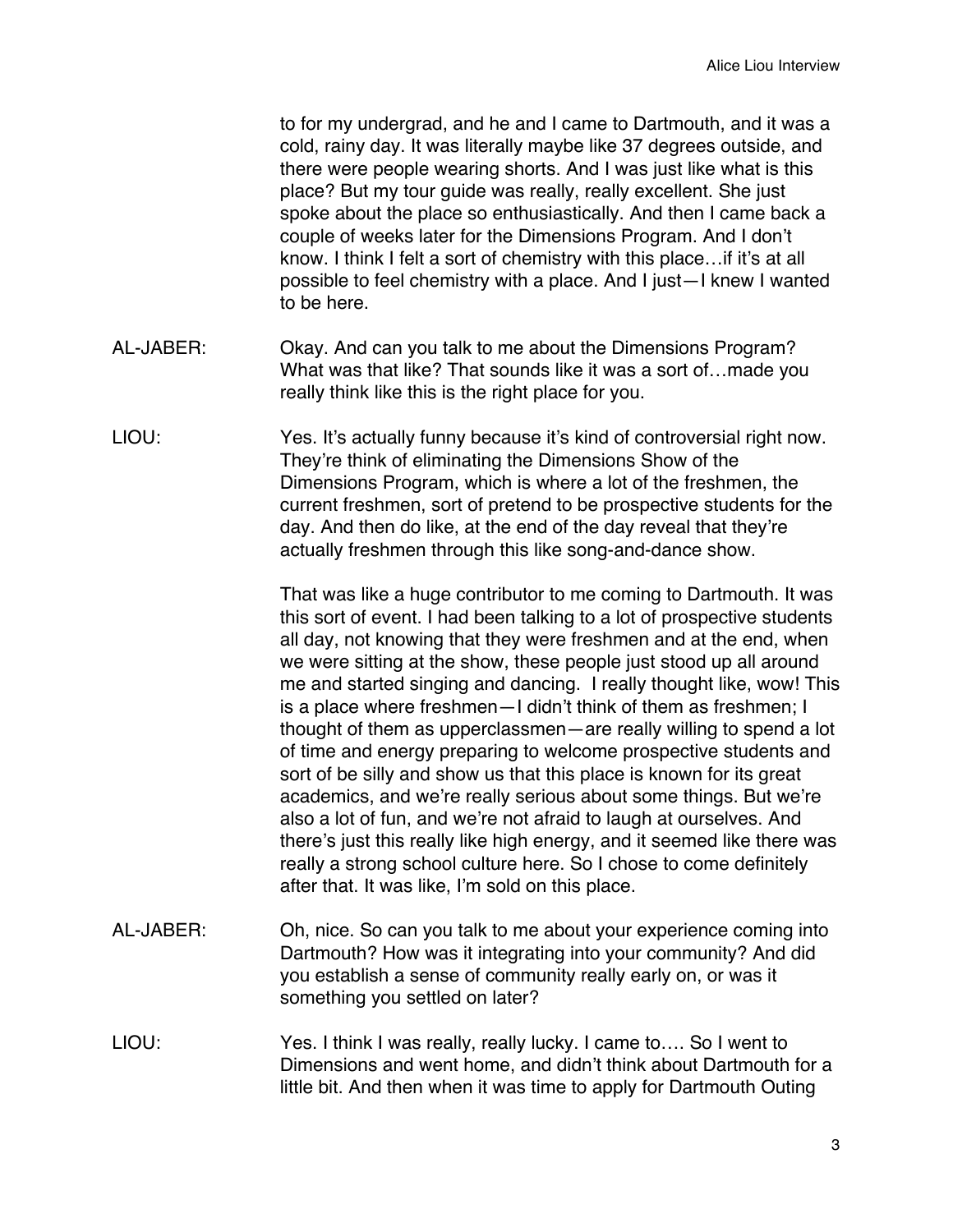to for my undergrad, and he and I came to Dartmouth, and it was a cold, rainy day. It was literally maybe like 37 degrees outside, and there were people wearing shorts. And I was just like what is this place? But my tour guide was really, really excellent. She just spoke about the place so enthusiastically. And then I came back a couple of weeks later for the Dimensions Program. And I don't know. I think I felt a sort of chemistry with this place…if it's at all possible to feel chemistry with a place. And I just—I knew I wanted to be here.

AL-JABER: Okay. And can you talk to me about the Dimensions Program? What was that like? That sounds like it was a sort of…made you really think like this is the right place for you.

LIOU: Yes. It's actually funny because it's kind of controversial right now. They're think of eliminating the Dimensions Show of the Dimensions Program, which is where a lot of the freshmen, the current freshmen, sort of pretend to be prospective students for the day. And then do like, at the end of the day reveal that they're actually freshmen through this like song-and-dance show.

That was like a huge contributor to me coming to Dartmouth. It was this sort of event. I had been talking to a lot of prospective students all day, not knowing that they were freshmen and at the end, when we were sitting at the show, these people just stood up all around me and started singing and dancing. I really thought like, wow! This is a place where freshmen—I didn't think of them as freshmen; I thought of them as upperclassmen—are really willing to spend a lot of time and energy preparing to welcome prospective students and sort of be silly and show us that this place is known for its great academics, and we're really serious about some things. But we're also a lot of fun, and we're not afraid to laugh at ourselves. And there's just this really like high energy, and it seemed like there was really a strong school culture here. So I chose to come definitely after that. It was like, I'm sold on this place.

AL-JABER: Oh, nice. So can you talk to me about your experience coming into Dartmouth? How was it integrating into your community? And did you establish a sense of community really early on, or was it something you settled on later?

LIOU: Yes. I think I was really, really lucky. I came to…. So I went to Dimensions and went home, and didn't think about Dartmouth for a little bit. And then when it was time to apply for Dartmouth Outing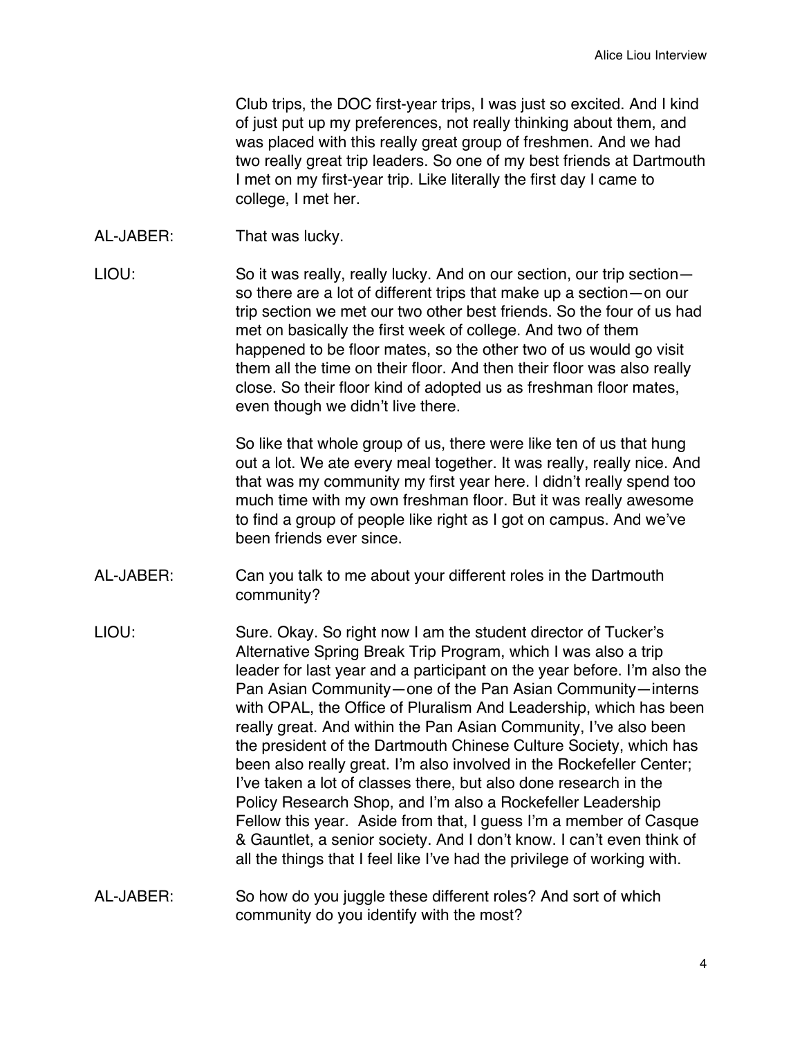Club trips, the DOC first-year trips, I was just so excited. And I kind of just put up my preferences, not really thinking about them, and was placed with this really great group of freshmen. And we had two really great trip leaders. So one of my best friends at Dartmouth I met on my first-year trip. Like literally the first day I came to college, I met her.

AL-JABER: That was lucky.

LIOU: So it was really, really lucky. And on our section, our trip section—so there are a lot of different trips that make up a section—on our trip section we met our two other best friends. So the four of us had met on basically the first week of college. And two of them happened to be floor mates, so the other two of us would go visit them all the time on their floor. And then their floor was also really close. So their floor kind of adopted us as freshman floor mates, even though we didn't live there.

So like that whole group of us, there were like ten of us that hung out a lot. We ate every meal together. It was really, really nice. And that was my community my first year here. I didn't really spend too much time with my own freshman floor. But it was really awesome to find a group of people like right as I got on campus. And we've been friends ever since.

AL-JABER: Can you talk to me about your different roles in the Dartmouth community?

LIOU: Sure. Okay. So right now I am the student director of Tucker's Alternative Spring Break Trip Program, which I was also a trip leader for last year and a participant on the year before. I'm also the Pan Asian Community—one of the Pan Asian Community—interns with OPAL, the Office of Pluralism And Leadership, which has been really great. And within the Pan Asian Community, I've also been the president of the Dartmouth Chinese Culture Society, which has been also really great. I'm also involved in the Rockefeller Center; I've taken a lot of classes there, but also done research in the Policy Research Shop, and I'm also a Rockefeller Leadership Fellow this year. Aside from that, I guess I'm a member of Casque & Gauntlet, a senior society. And I don't know. I can't even think of all the things that I feel like I've had the privilege of working with.

AL-JABER: So how do you juggle these different roles? And sort of which community do you identify with the most?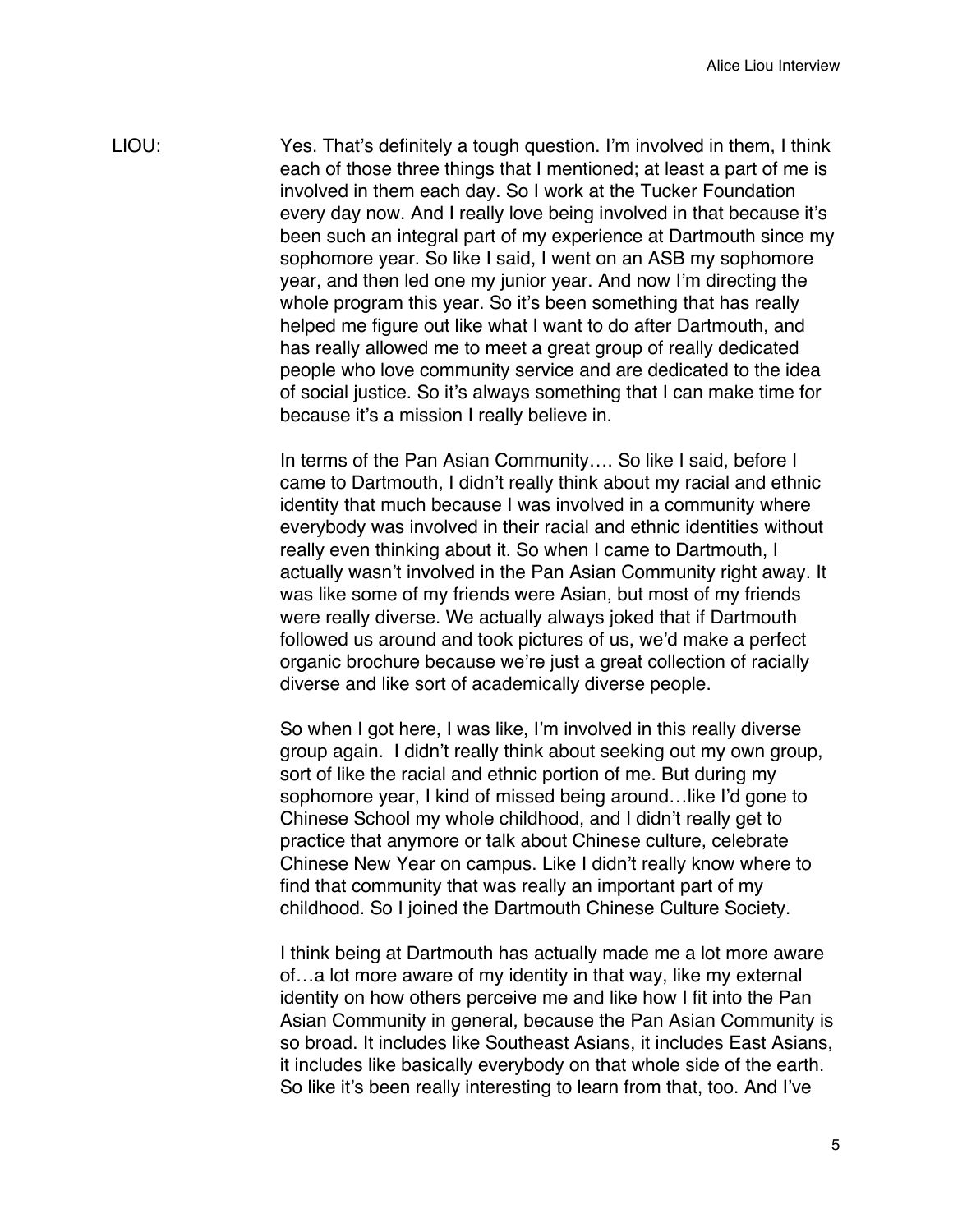LIOU: Yes. That's definitely a tough question. I'm involved in them, I think each of those three things that I mentioned; at least a part of me is involved in them each day. So I work at the Tucker Foundation every day now. And I really love being involved in that because it's been such an integral part of my experience at Dartmouth since my sophomore year. So like I said, I went on an ASB my sophomore year, and then led one my junior year. And now I'm directing the whole program this year. So it's been something that has really helped me figure out like what I want to do after Dartmouth, and has really allowed me to meet a great group of really dedicated people who love community service and are dedicated to the idea of social justice. So it's always something that I can make time for because it's a mission I really believe in.

In terms of the Pan Asian Community…. So like I said, before I came to Dartmouth, I didn't really think about my racial and ethnic identity that much because I was involved in a community where everybody was involved in their racial and ethnic identities without really even thinking about it. So when I came to Dartmouth, I actually wasn't involved in the Pan Asian Community right away. It was like some of my friends were Asian, but most of my friends were really diverse. We actually always joked that if Dartmouth followed us around and took pictures of us, we'd make a perfect organic brochure because we're just a great collection of racially diverse and like sort of academically diverse people.

So when I got here, I was like, I'm involved in this really diverse group again. I didn't really think about seeking out my own group, sort of like the racial and ethnic portion of me. But during my sophomore year, I kind of missed being around…like I'd gone to Chinese School my whole childhood, and I didn't really get to practice that anymore or talk about Chinese culture, celebrate Chinese New Year on campus. Like I didn't really know where to find that community that was really an important part of my childhood. So I joined the Dartmouth Chinese Culture Society.

I think being at Dartmouth has actually made me a lot more aware of…a lot more aware of my identity in that way, like my external identity on how others perceive me and like how I fit into the Pan Asian Community in general, because the Pan Asian Community is so broad. It includes like Southeast Asians, it includes East Asians, it includes like basically everybody on that whole side of the earth. So like it's been really interesting to learn from that, too. And I've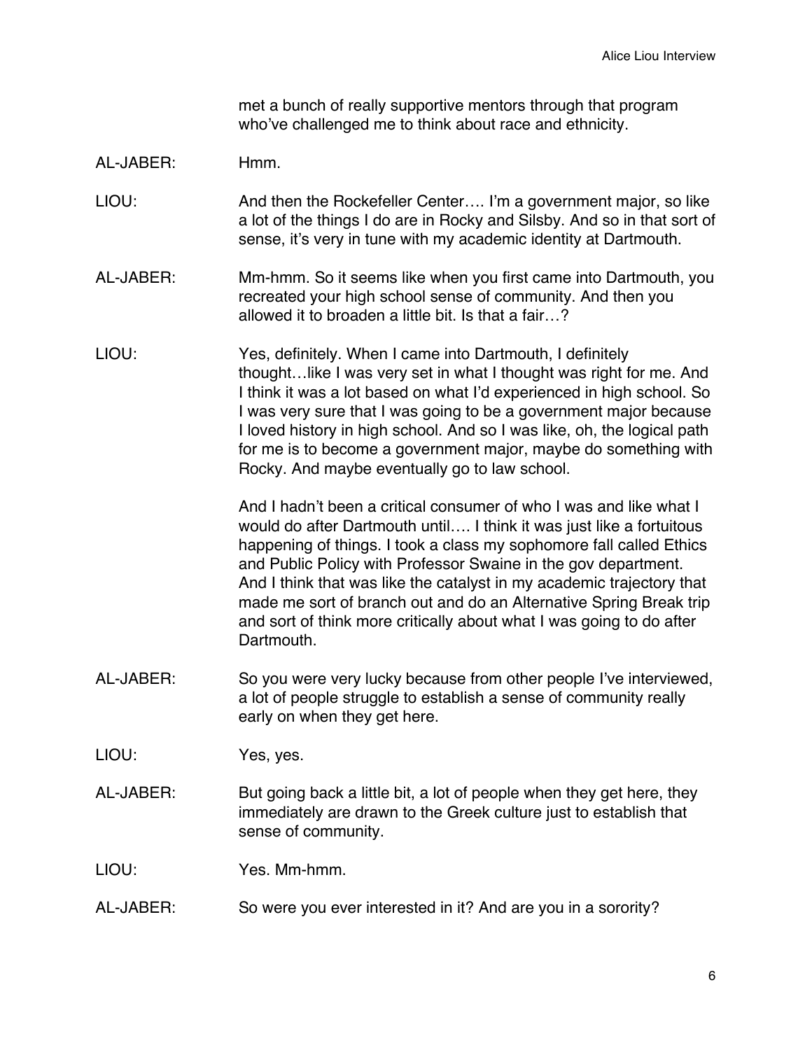met a bunch of really supportive mentors through that program who've challenged me to think about race and ethnicity.

AL-JABER: Hmm.

LIOU: And then the Rockefeller Center…. I'm a government major, so like a lot of the things I do are in Rocky and Silsby. And so in that sort of sense, it's very in tune with my academic identity at Dartmouth.

AL-JABER: Mm-hmm. So it seems like when you first came into Dartmouth, you recreated your high school sense of community. And then you allowed it to broaden a little bit. Is that a fair…?

LIOU: Yes, definitely. When I came into Dartmouth, I definitely thought…like I was very set in what I thought was right for me. And I think it was a lot based on what I'd experienced in high school. So I was very sure that I was going to be a government major because I loved history in high school. And so I was like, oh, the logical path for me is to become a government major, maybe do something with Rocky. And maybe eventually go to law school.

And I hadn't been a critical consumer of who I was and like what I would do after Dartmouth until…. I think it was just like a fortuitous happening of things. I took a class my sophomore fall called Ethics and Public Policy with Professor Swaine in the gov department. And I think that was like the catalyst in my academic trajectory that made me sort of branch out and do an Alternative Spring Break trip and sort of think more critically about what I was going to do after Dartmouth.

AL-JABER: So you were very lucky because from other people I've interviewed, a lot of people struggle to establish a sense of community really early on when they get here.

LIOU: Yes, yes.

AL-JABER: But going back a little bit, a lot of people when they get here, they immediately are drawn to the Greek culture just to establish that sense of community.

LIOU: Yes. Mm-hmm.

AL-JABER: So were you ever interested in it? And are you in a sorority?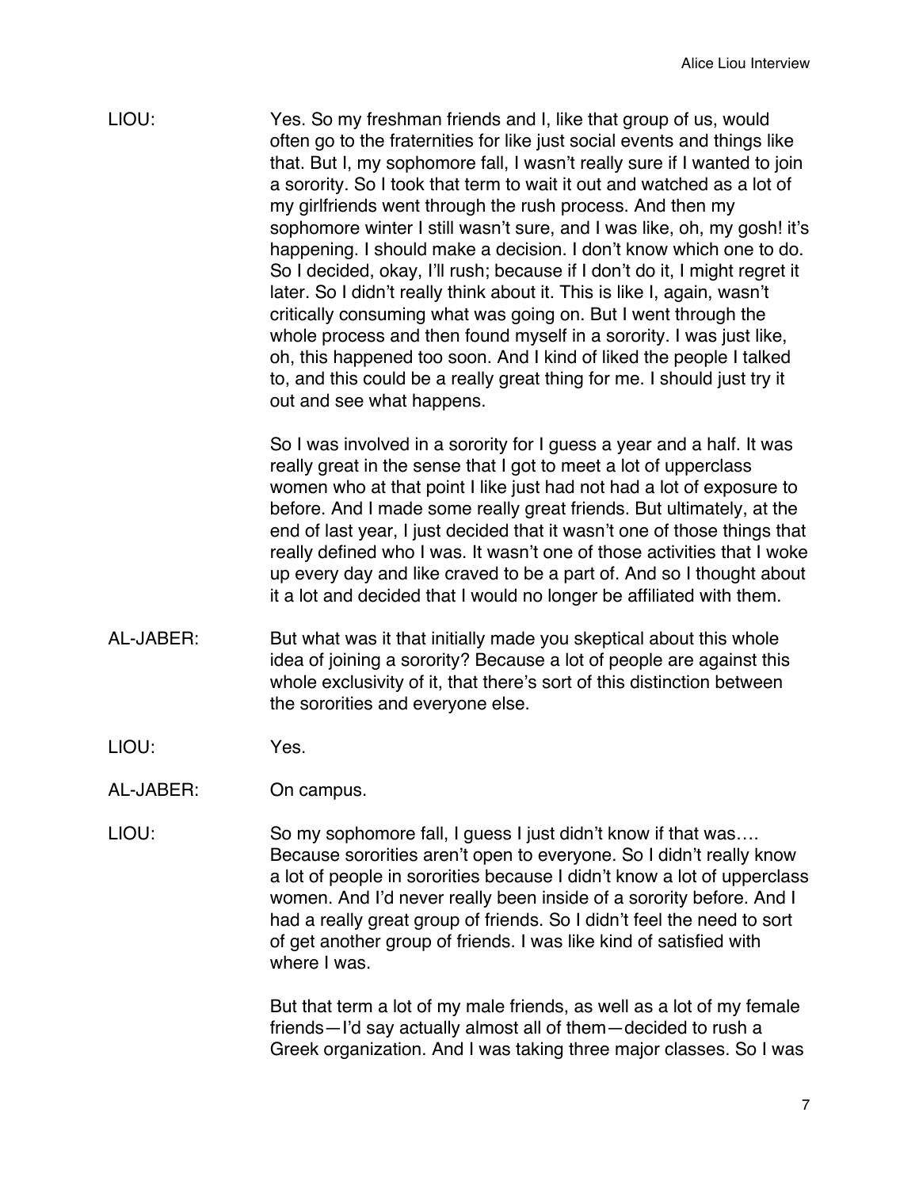LIOU: Yes. So my freshman friends and I, like that group of us, would often go to the fraternities for like just social events and things like that. But I, my sophomore fall, I wasn't really sure if I wanted to join a sorority. So I took that term to wait it out and watched as a lot of my girlfriends went through the rush process. And then my sophomore winter I still wasn't sure, and I was like, oh, my gosh! it's happening. I should make a decision. I don't know which one to do. So I decided, okay, I'll rush; because if I don't do it, I might regret it later. So I didn't really think about it. This is like I, again, wasn't critically consuming what was going on. But I went through the whole process and then found myself in a sorority. I was just like, oh, this happened too soon. And I kind of liked the people I talked to, and this could be a really great thing for me. I should just try it out and see what happens.

So I was involved in a sorority for I guess a year and a half. It was really great in the sense that I got to meet a lot of upperclass women who at that point I like just had not had a lot of exposure to before. And I made some really great friends. But ultimately, at the end of last year, I just decided that it wasn't one of those things that really defined who I was. It wasn't one of those activities that I woke up every day and like craved to be a part of. And so I thought about it a lot and decided that I would no longer be affiliated with them.

AL-JABER: But what was it that initially made you skeptical about this whole idea of joining a sorority? Because a lot of people are against this whole exclusivity of it, that there's sort of this distinction between the sororities and everyone else.

LIOU: Yes.

AL-JABER: On campus.

LIOU: So my sophomore fall, I guess I just didn't know if that was…. Because sororities aren't open to everyone. So I didn't really know a lot of people in sororities because I didn't know a lot of upperclass women. And I'd never really been inside of a sorority before. And I had a really great group of friends. So I didn't feel the need to sort of get another group of friends. I was like kind of satisfied with where I was.

But that term a lot of my male friends, as well as a lot of my female friends—I'd say actually almost all of them—decided to rush a Greek organization. And I was taking three major classes. So I was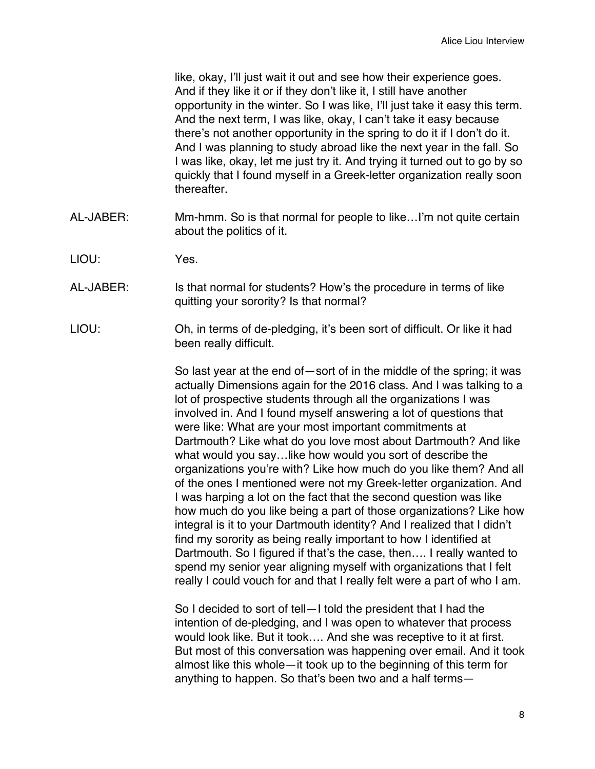like, okay, I'll just wait it out and see how their experience goes. And if they like it or if they don't like it, I still have another opportunity in the winter. So I was like, I'll just take it easy this term. And the next term, I was like, okay, I can't take it easy because there's not another opportunity in the spring to do it if I don't do it. And I was planning to study abroad like the next year in the fall. So I was like, okay, let me just try it. And trying it turned out to go by so quickly that I found myself in a Greek-letter organization really soon thereafter.

AL-JABER: Mm-hmm. So is that normal for people to like…I'm not quite certain about the politics of it.

LIOU: Yes.

AL-JABER: Is that normal for students? How's the procedure in terms of like quitting your sorority? Is that normal?

LIOU: Oh, in terms of de-pledging, it's been sort of difficult. Or like it had been really difficult.

So last year at the end of—sort of in the middle of the spring; it was actually Dimensions again for the 2016 class. And I was talking to a lot of prospective students through all the organizations I was involved in. And I found myself answering a lot of questions that were like: What are your most important commitments at Dartmouth? Like what do you love most about Dartmouth? And like what would you say…like how would you sort of describe the organizations you're with? Like how much do you like them? And all of the ones I mentioned were not my Greek-letter organization. And I was harping a lot on the fact that the second question was like how much do you like being a part of those organizations? Like how integral is it to your Dartmouth identity? And I realized that I didn't find my sorority as being really important to how I identified at Dartmouth. So I figured if that's the case, then…. I really wanted to spend my senior year aligning myself with organizations that I felt really I could vouch for and that I really felt were a part of who I am.

So I decided to sort of tell—I told the president that I had the intention of de-pledging, and I was open to whatever that process would look like. But it took…. And she was receptive to it at first. But most of this conversation was happening over email. And it took almost like this whole—it took up to the beginning of this term for anything to happen. So that's been two and a half terms—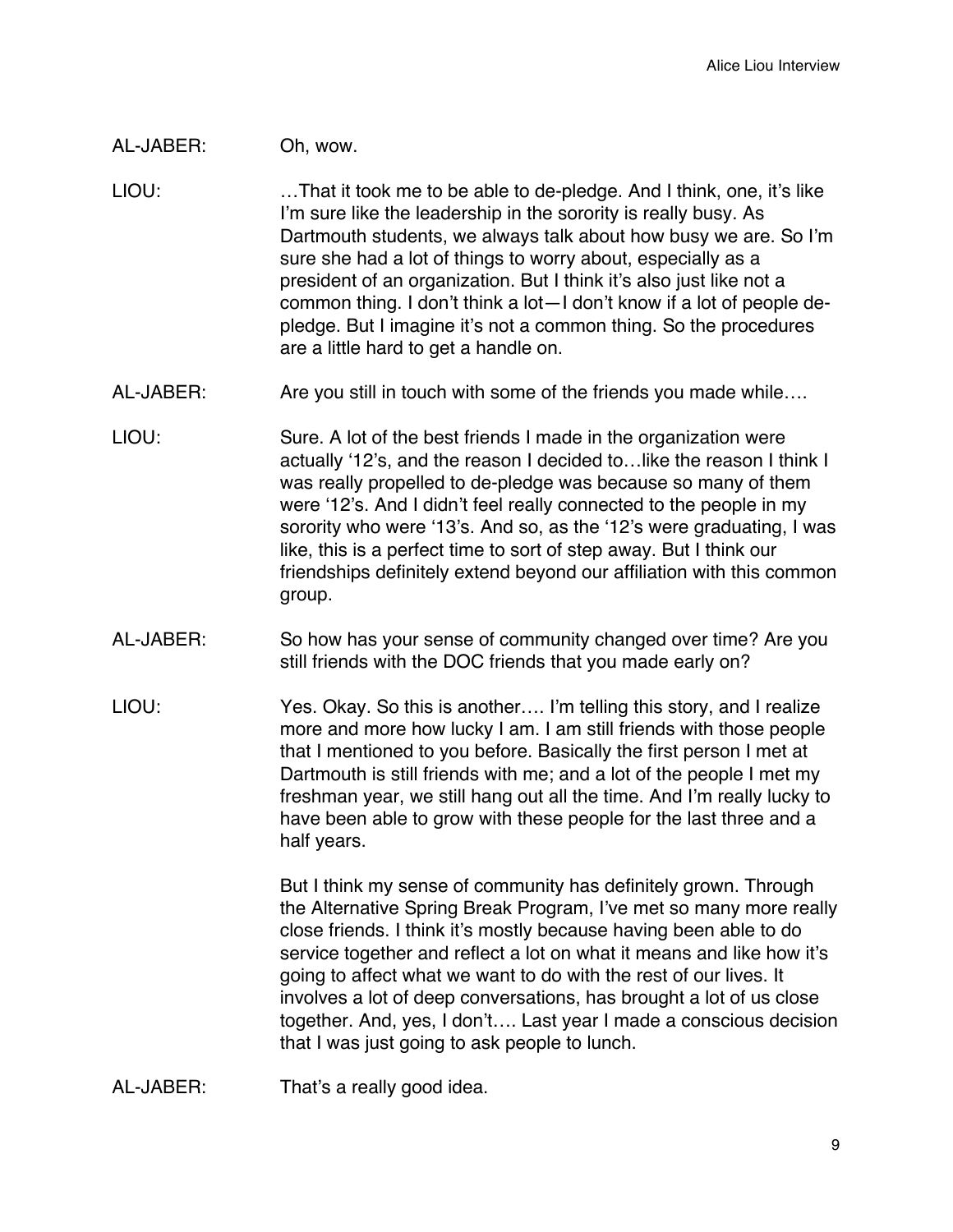AL-JABER: Oh, wow.

LIOU: …That it took me to be able to de-pledge. And I think, one, it's like I'm sure like the leadership in the sorority is really busy. As Dartmouth students, we always talk about how busy we are. So I'm sure she had a lot of things to worry about, especially as a president of an organization. But I think it's also just like not a common thing. I don't think a lot—I don't know if a lot of people de-pledge. But I imagine it's not a common thing. So the procedures are a little hard to get a handle on.

AL-JABER: Are you still in touch with some of the friends you made while….

LIOU: Sure. A lot of the best friends I made in the organization were actually '12's, and the reason I decided to…like the reason I think I was really propelled to de-pledge was because so many of them were '12's. And I didn't feel really connected to the people in my sorority who were '13's. And so, as the '12's were graduating, I was like, this is a perfect time to sort of step away. But I think our friendships definitely extend beyond our affiliation with this common group.

AL-JABER: So how has your sense of community changed over time? Are you still friends with the DOC friends that you made early on?

LIOU: Yes. Okay. So this is another…. I'm telling this story, and I realize more and more how lucky I am. I am still friends with those people that I mentioned to you before. Basically the first person I met at Dartmouth is still friends with me; and a lot of the people I met my freshman year, we still hang out all the time. And I'm really lucky to have been able to grow with these people for the last three and a half years.

But I think my sense of community has definitely grown. Through the Alternative Spring Break Program, I've met so many more really close friends. I think it's mostly because having been able to do service together and reflect a lot on what it means and like how it's going to affect what we want to do with the rest of our lives. It involves a lot of deep conversations, has brought a lot of us close together. And, yes, I don't…. Last year I made a conscious decision that I was just going to ask people to lunch.

AL-JABER: That's a really good idea.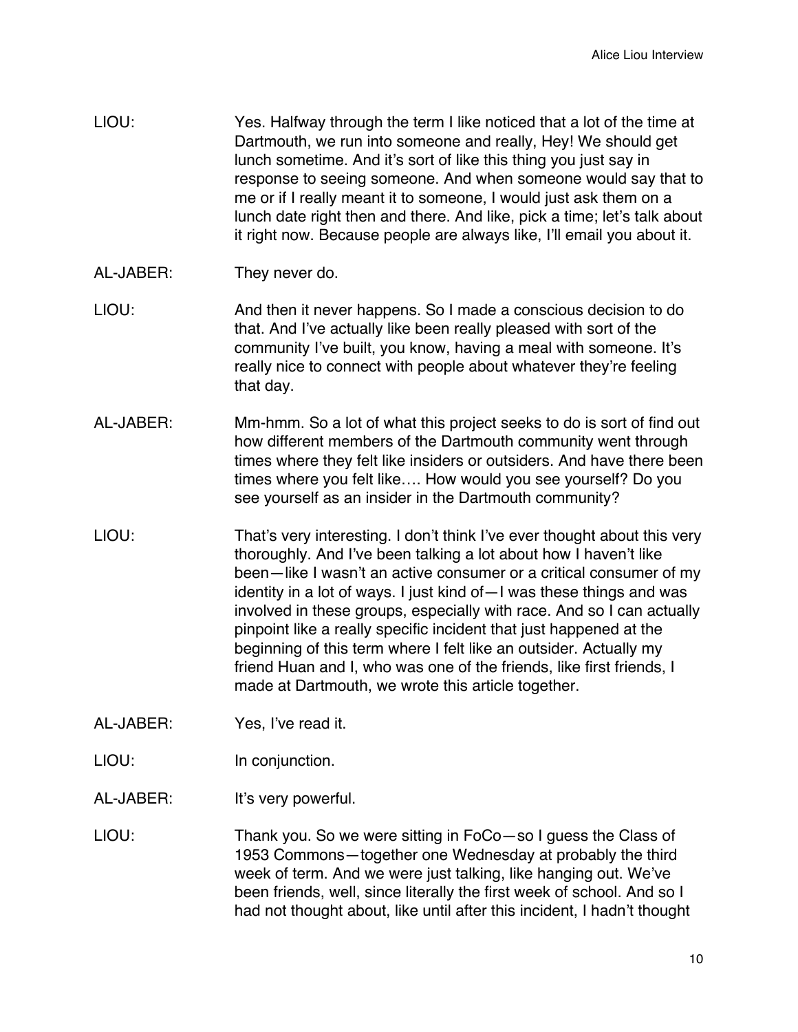LIOU: Yes. Halfway through the term I like noticed that a lot of the time at Dartmouth, we run into someone and really, Hey! We should get lunch sometime. And it's sort of like this thing you just say in response to seeing someone. And when someone would say that to me or if I really meant it to someone, I would just ask them on a lunch date right then and there. And like, pick a time; let's talk about it right now. Because people are always like, I'll email you about it.

AL-JABER: They never do.

LIOU: And then it never happens. So I made a conscious decision to do that. And I've actually like been really pleased with sort of the community I've built, you know, having a meal with someone. It's really nice to connect with people about whatever they're feeling that day.

AL-JABER: Mm-hmm. So a lot of what this project seeks to do is sort of find out how different members of the Dartmouth community went through times where they felt like insiders or outsiders. And have there been times where you felt like…. How would you see yourself? Do you see yourself as an insider in the Dartmouth community?

LIOU: That's very interesting. I don't think I've ever thought about this very thoroughly. And I've been talking a lot about how I haven't like been—like I wasn't an active consumer or a critical consumer of my identity in a lot of ways. I just kind of—I was these things and was involved in these groups, especially with race. And so I can actually pinpoint like a really specific incident that just happened at the beginning of this term where I felt like an outsider. Actually my friend Huan and I, who was one of the friends, like first friends, I made at Dartmouth, we wrote this article together.

AL-JABER: Yes, I've read it.

LIOU: In conjunction.

AL-JABER: It's very powerful.

LIOU: Thank you. So we were sitting in FoCo—so I guess the Class of 1953 Commons—together one Wednesday at probably the third week of term. And we were just talking, like hanging out. We've been friends, well, since literally the first week of school. And so I had not thought about, like until after this incident, I hadn't thought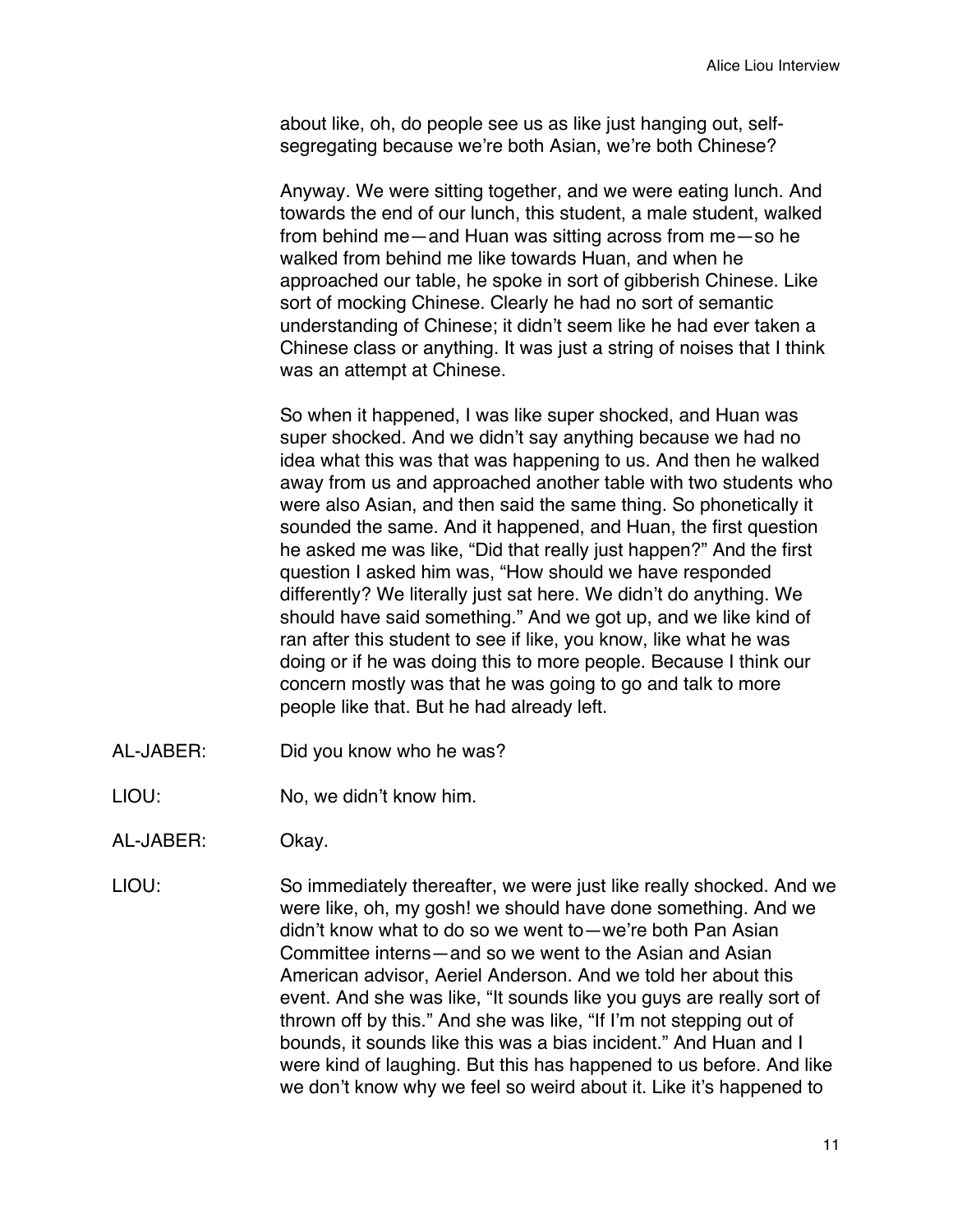about like, oh, do people see us as like just hanging out, self-segregating because we're both Asian, we're both Chinese?

Anyway. We were sitting together, and we were eating lunch. And towards the end of our lunch, this student, a male student, walked from behind me—and Huan was sitting across from me—so he walked from behind me like towards Huan, and when he approached our table, he spoke in sort of gibberish Chinese. Like sort of mocking Chinese. Clearly he had no sort of semantic understanding of Chinese; it didn't seem like he had ever taken a Chinese class or anything. It was just a string of noises that I think was an attempt at Chinese.

So when it happened, I was like super shocked, and Huan was super shocked. And we didn't say anything because we had no idea what this was that was happening to us. And then he walked away from us and approached another table with two students who were also Asian, and then said the same thing. So phonetically it sounded the same. And it happened, and Huan, the first question he asked me was like, "Did that really just happen?" And the first question I asked him was, "How should we have responded differently? We literally just sat here. We didn't do anything. We should have said something." And we got up, and we like kind of ran after this student to see if like, you know, like what he was doing or if he was doing this to more people. Because I think our concern mostly was that he was going to go and talk to more people like that. But he had already left.

AL-JABER: Did you know who he was?

LIOU: No, we didn't know him.

AL-JABER: Okay.

LIOU: So immediately thereafter, we were just like really shocked. And we were like, oh, my gosh! we should have done something. And we didn't know what to do so we went to—we're both Pan Asian Committee interns—and so we went to the Asian and Asian American advisor, Aeriel Anderson. And we told her about this event. And she was like, "It sounds like you guys are really sort of thrown off by this." And she was like, "If I'm not stepping out of bounds, it sounds like this was a bias incident." And Huan and I were kind of laughing. But this has happened to us before. And like we don't know why we feel so weird about it. Like it's happened to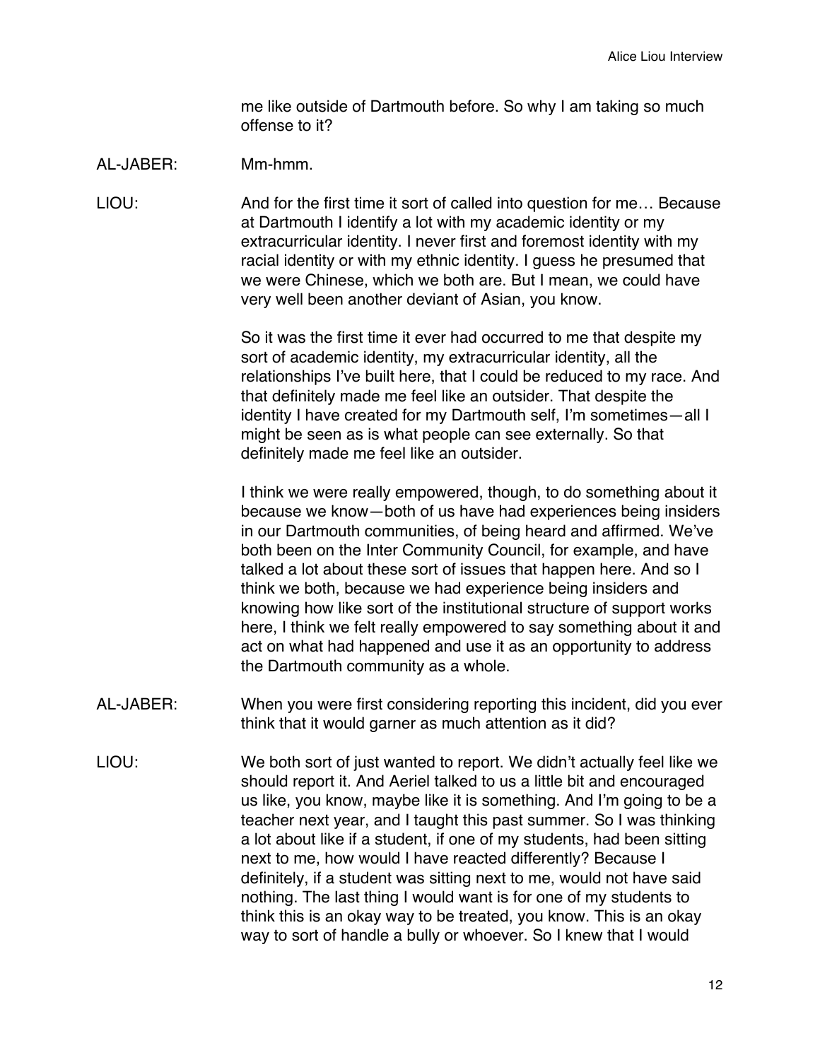me like outside of Dartmouth before. So why I am taking so much offense to it?

AL-JABER: Mm-hmm.

LIOU: And for the first time it sort of called into question for me… Because at Dartmouth I identify a lot with my academic identity or my extracurricular identity. I never first and foremost identity with my racial identity or with my ethnic identity. I guess he presumed that we were Chinese, which we both are. But I mean, we could have very well been another deviant of Asian, you know.

So it was the first time it ever had occurred to me that despite my sort of academic identity, my extracurricular identity, all the relationships I've built here, that I could be reduced to my race. And that definitely made me feel like an outsider. That despite the identity I have created for my Dartmouth self, I'm sometimes—all I might be seen as is what people can see externally. So that definitely made me feel like an outsider.

I think we were really empowered, though, to do something about it because we know—both of us have had experiences being insiders in our Dartmouth communities, of being heard and affirmed. We've both been on the Inter Community Council, for example, and have talked a lot about these sort of issues that happen here. And so I think we both, because we had experience being insiders and knowing how like sort of the institutional structure of support works here, I think we felt really empowered to say something about it and act on what had happened and use it as an opportunity to address the Dartmouth community as a whole.

AL-JABER: When you were first considering reporting this incident, did you ever think that it would garner as much attention as it did?

LIOU: We both sort of just wanted to report. We didn't actually feel like we should report it. And Aeriel talked to us a little bit and encouraged us like, you know, maybe like it is something. And I'm going to be a teacher next year, and I taught this past summer. So I was thinking a lot about like if a student, if one of my students, had been sitting next to me, how would I have reacted differently? Because I definitely, if a student was sitting next to me, would not have said nothing. The last thing I would want is for one of my students to think this is an okay way to be treated, you know. This is an okay way to sort of handle a bully or whoever. So I knew that I would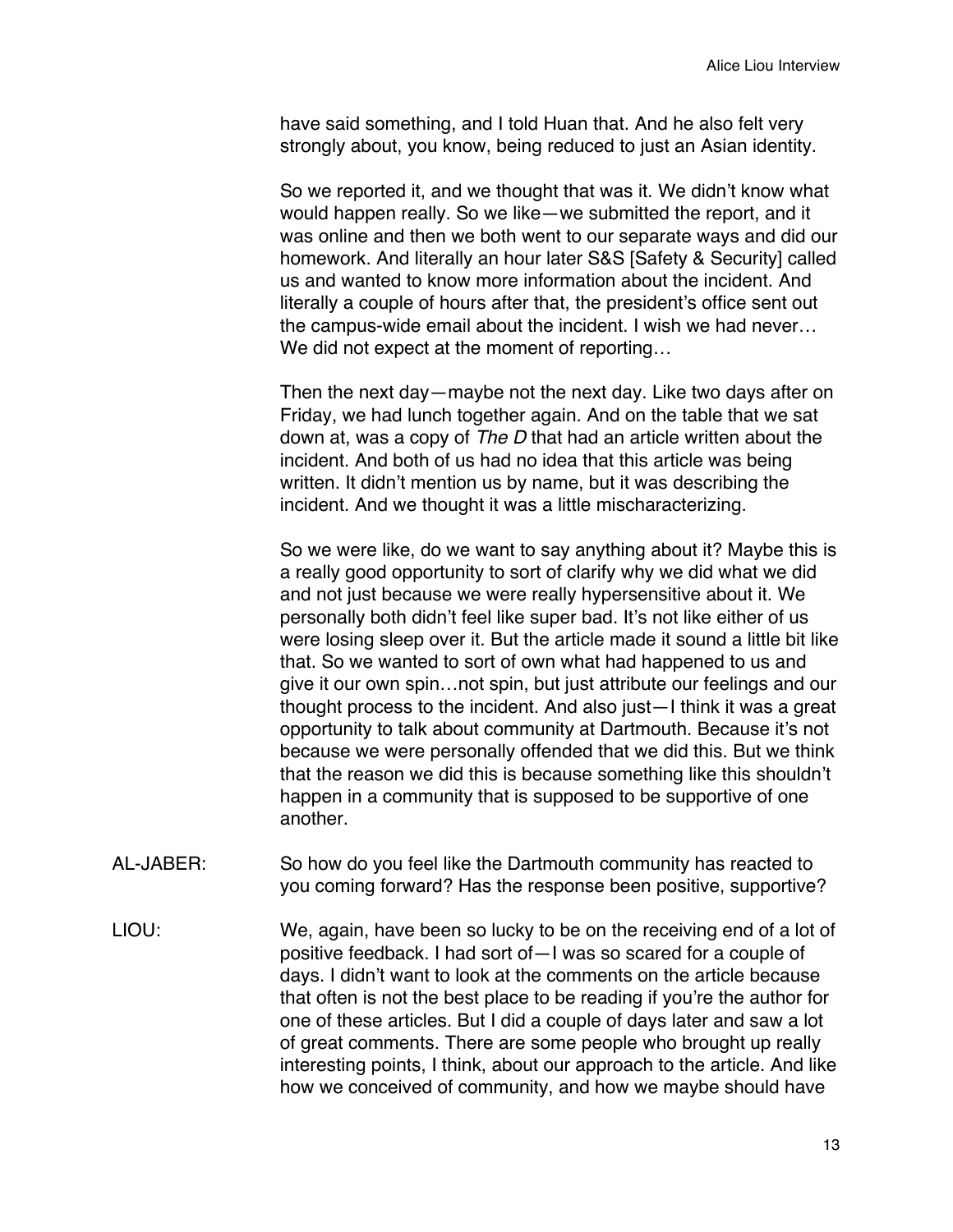have said something, and I told Huan that. And he also felt very strongly about, you know, being reduced to just an Asian identity.

So we reported it, and we thought that was it. We didn't know what would happen really. So we like—we submitted the report, and it was online and then we both went to our separate ways and did our homework. And literally an hour later S&S [Safety & Security] called us and wanted to know more information about the incident. And literally a couple of hours after that, the president's office sent out the campus-wide email about the incident. I wish we had never… We did not expect at the moment of reporting…

Then the next day—maybe not the next day. Like two days after on Friday, we had lunch together again. And on the table that we sat down at, was a copy of *The D* that had an article written about the incident. And both of us had no idea that this article was being written. It didn't mention us by name, but it was describing the incident. And we thought it was a little mischaracterizing.

So we were like, do we want to say anything about it? Maybe this is a really good opportunity to sort of clarify why we did what we did and not just because we were really hypersensitive about it. We personally both didn't feel like super bad. It's not like either of us were losing sleep over it. But the article made it sound a little bit like that. So we wanted to sort of own what had happened to us and give it our own spin…not spin, but just attribute our feelings and our thought process to the incident. And also just—I think it was a great opportunity to talk about community at Dartmouth. Because it's not because we were personally offended that we did this. But we think that the reason we did this is because something like this shouldn't happen in a community that is supposed to be supportive of one another.

AL-JABER: So how do you feel like the Dartmouth community has reacted to you coming forward? Has the response been positive, supportive?

LIOU: We, again, have been so lucky to be on the receiving end of a lot of positive feedback. I had sort of—I was so scared for a couple of days. I didn't want to look at the comments on the article because that often is not the best place to be reading if you're the author for one of these articles. But I did a couple of days later and saw a lot of great comments. There are some people who brought up really interesting points, I think, about our approach to the article. And like how we conceived of community, and how we maybe should have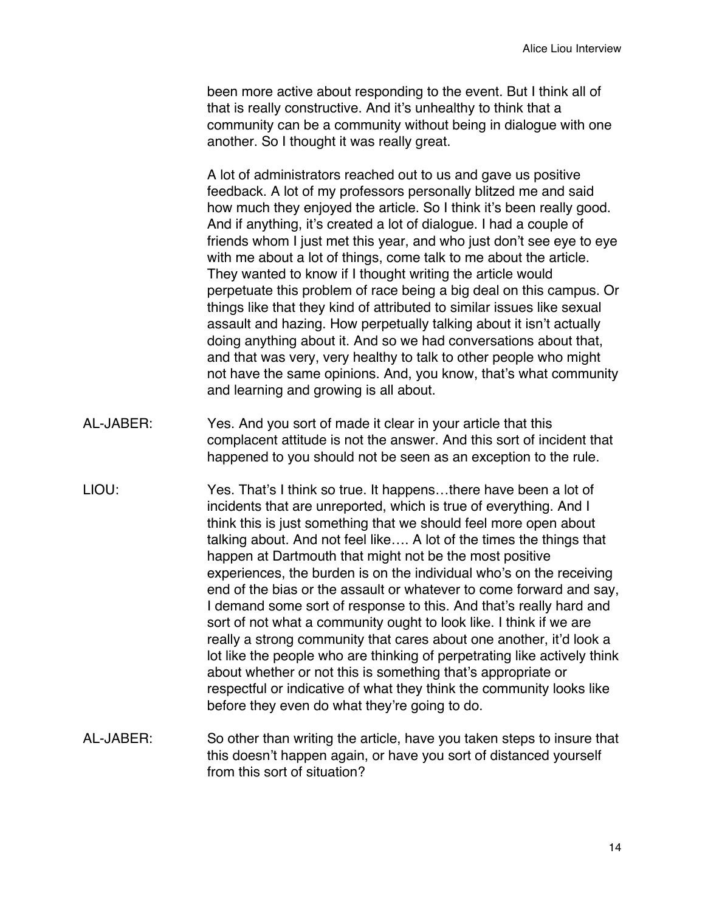been more active about responding to the event. But I think all of that is really constructive. And it's unhealthy to think that a community can be a community without being in dialogue with one another. So I thought it was really great.

A lot of administrators reached out to us and gave us positive feedback. A lot of my professors personally blitzed me and said how much they enjoyed the article. So I think it's been really good. And if anything, it's created a lot of dialogue. I had a couple of friends whom I just met this year, and who just don't see eye to eye with me about a lot of things, come talk to me about the article. They wanted to know if I thought writing the article would perpetuate this problem of race being a big deal on this campus. Or things like that they kind of attributed to similar issues like sexual assault and hazing. How perpetually talking about it isn't actually doing anything about it. And so we had conversations about that, and that was very, very healthy to talk to other people who might not have the same opinions. And, you know, that's what community and learning and growing is all about.

AL-JABER: Yes. And you sort of made it clear in your article that this complacent attitude is not the answer. And this sort of incident that happened to you should not be seen as an exception to the rule.

LIOU: Yes. That's I think so true. It happens…there have been a lot of incidents that are unreported, which is true of everything. And I think this is just something that we should feel more open about talking about. And not feel like…. A lot of the times the things that happen at Dartmouth that might not be the most positive experiences, the burden is on the individual who's on the receiving end of the bias or the assault or whatever to come forward and say, I demand some sort of response to this. And that's really hard and sort of not what a community ought to look like. I think if we are really a strong community that cares about one another, it'd look a lot like the people who are thinking of perpetrating like actively think about whether or not this is something that's appropriate or respectful or indicative of what they think the community looks like before they even do what they're going to do.

AL-JABER: So other than writing the article, have you taken steps to insure that this doesn't happen again, or have you sort of distanced yourself from this sort of situation?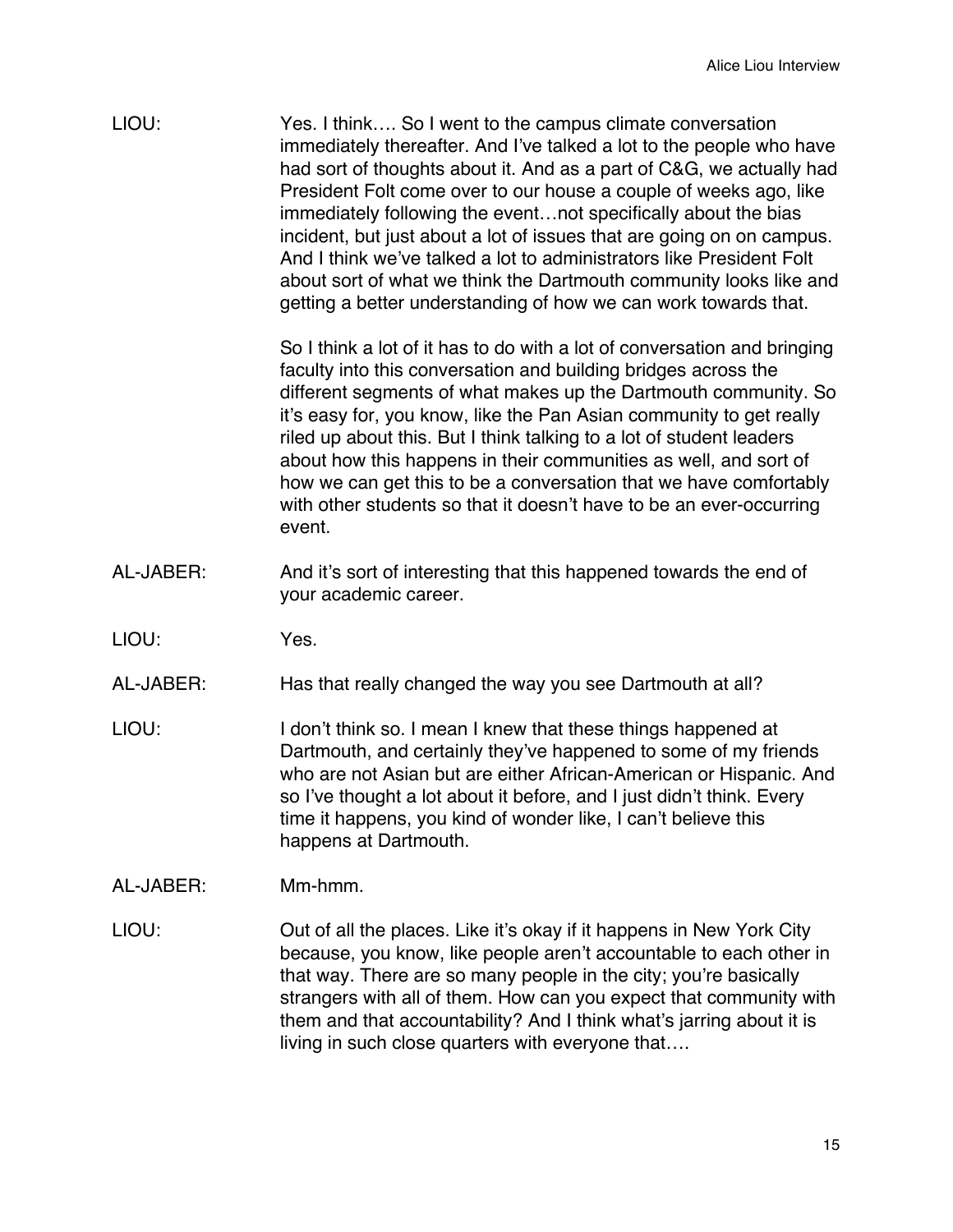LIOU: Yes. I think…. So I went to the campus climate conversation immediately thereafter. And I've talked a lot to the people who have had sort of thoughts about it. And as a part of C&G, we actually had President Folt come over to our house a couple of weeks ago, like immediately following the event…not specifically about the bias incident, but just about a lot of issues that are going on on campus. And I think we've talked a lot to administrators like President Folt about sort of what we think the Dartmouth community looks like and getting a better understanding of how we can work towards that.

So I think a lot of it has to do with a lot of conversation and bringing faculty into this conversation and building bridges across the different segments of what makes up the Dartmouth community. So it's easy for, you know, like the Pan Asian community to get really riled up about this. But I think talking to a lot of student leaders about how this happens in their communities as well, and sort of how we can get this to be a conversation that we have comfortably with other students so that it doesn't have to be an ever-occurring event.

AL-JABER: And it's sort of interesting that this happened towards the end of your academic career.

LIOU: Yes.

AL-JABER: Has that really changed the way you see Dartmouth at all?

LIOU: I don't think so. I mean I knew that these things happened at Dartmouth, and certainly they've happened to some of my friends who are not Asian but are either African-American or Hispanic. And so I've thought a lot about it before, and I just didn't think. Every time it happens, you kind of wonder like, I can't believe this happens at Dartmouth.

AL-JABER: Mm-hmm.

LIOU: Out of all the places. Like it's okay if it happens in New York City because, you know, like people aren't accountable to each other in that way. There are so many people in the city; you're basically strangers with all of them. How can you expect that community with them and that accountability? And I think what's jarring about it is living in such close quarters with everyone that….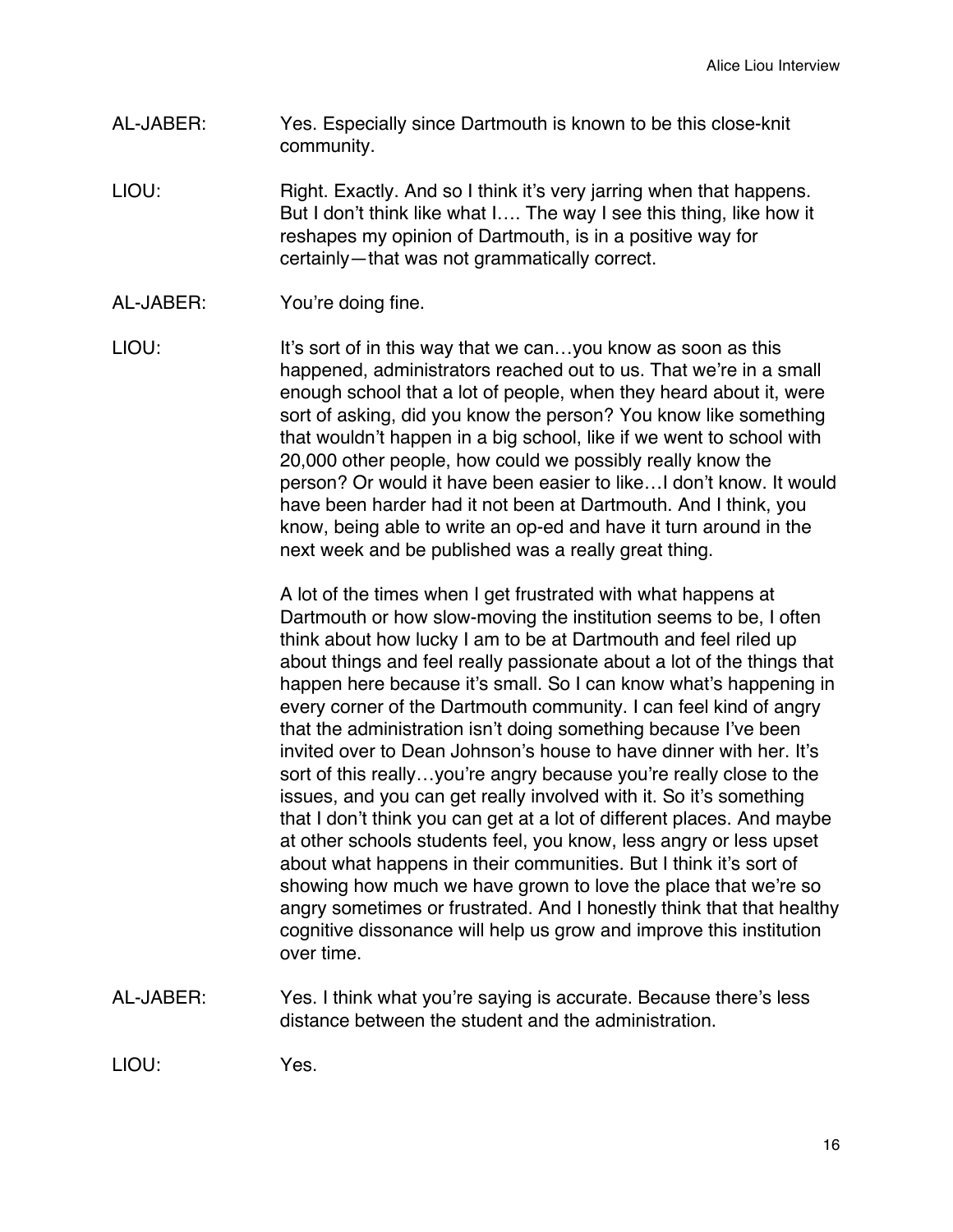AL-JABER: Yes. Especially since Dartmouth is known to be this close-knit community.

LIOU: Right. Exactly. And so I think it's very jarring when that happens. But I don't think like what I…. The way I see this thing, like how it reshapes my opinion of Dartmouth, is in a positive way for certainly—that was not grammatically correct.

AL-JABER: You're doing fine.

LIOU: It's sort of in this way that we can…you know as soon as this happened, administrators reached out to us. That we're in a small enough school that a lot of people, when they heard about it, were sort of asking, did you know the person? You know like something that wouldn't happen in a big school, like if we went to school with 20,000 other people, how could we possibly really know the person? Or would it have been easier to like…I don't know. It would have been harder had it not been at Dartmouth. And I think, you know, being able to write an op-ed and have it turn around in the next week and be published was a really great thing.

A lot of the times when I get frustrated with what happens at Dartmouth or how slow-moving the institution seems to be, I often think about how lucky I am to be at Dartmouth and feel riled up about things and feel really passionate about a lot of the things that happen here because it's small. So I can know what's happening in every corner of the Dartmouth community. I can feel kind of angry that the administration isn't doing something because I've been invited over to Dean Johnson's house to have dinner with her. It's sort of this really…you're angry because you're really close to the issues, and you can get really involved with it. So it's something that I don't think you can get at a lot of different places. And maybe at other schools students feel, you know, less angry or less upset about what happens in their communities. But I think it's sort of showing how much we have grown to love the place that we're so angry sometimes or frustrated. And I honestly think that that healthy cognitive dissonance will help us grow and improve this institution over time.

AL-JABER: Yes. I think what you're saying is accurate. Because there's less distance between the student and the administration.

LIOU: Yes.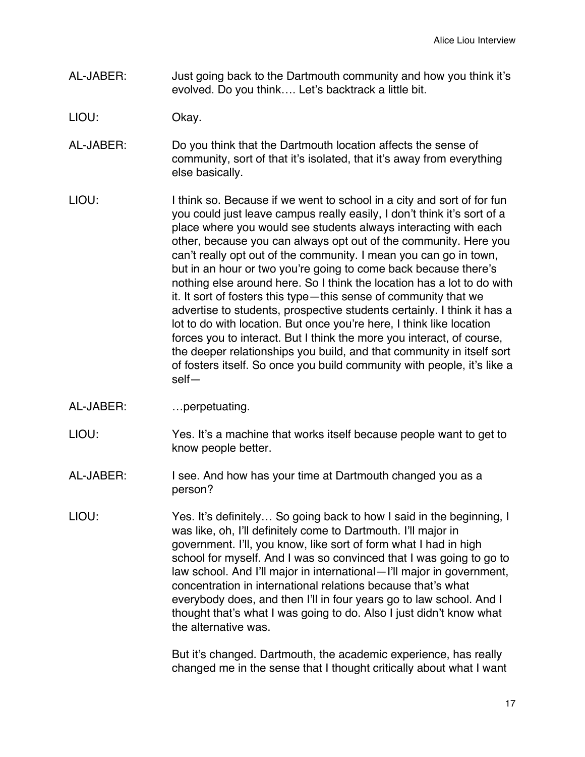AL-JABER: Just going back to the Dartmouth community and how you think it's evolved. Do you think…. Let's backtrack a little bit.

LIOU: Okay.

AL-JABER: Do you think that the Dartmouth location affects the sense of community, sort of that it's isolated, that it's away from everything else basically.

LIOU: I think so. Because if we went to school in a city and sort of for fun you could just leave campus really easily, I don't think it's sort of a place where you would see students always interacting with each other, because you can always opt out of the community. Here you can't really opt out of the community. I mean you can go in town, but in an hour or two you're going to come back because there's nothing else around here. So I think the location has a lot to do with it. It sort of fosters this type—this sense of community that we advertise to students, prospective students certainly. I think it has a lot to do with location. But once you're here, I think like location forces you to interact. But I think the more you interact, of course, the deeper relationships you build, and that community in itself sort of fosters itself. So once you build community with people, it's like a self—

AL-JABER: …perpetuating.

LIOU: Yes. It's a machine that works itself because people want to get to know people better.

AL-JABER: I see. And how has your time at Dartmouth changed you as a person?

LIOU: Yes. It's definitely… So going back to how I said in the beginning, I was like, oh, I'll definitely come to Dartmouth. I'll major in government. I'll, you know, like sort of form what I had in high school for myself. And I was so convinced that I was going to go to law school. And I'll major in international—I'll major in government, concentration in international relations because that's what everybody does, and then I'll in four years go to law school. And I thought that's what I was going to do. Also I just didn't know what the alternative was.

But it's changed. Dartmouth, the academic experience, has really changed me in the sense that I thought critically about what I want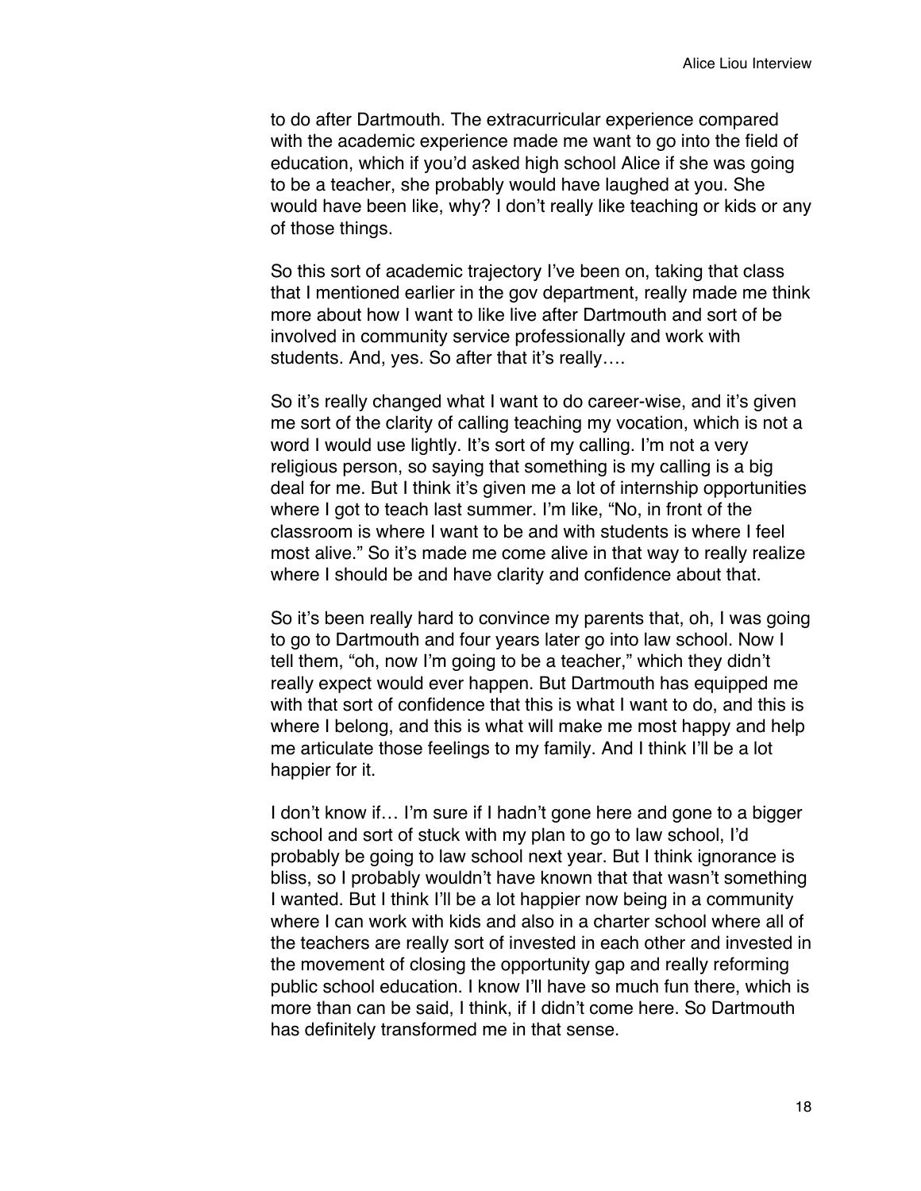to do after Dartmouth. The extracurricular experience compared with the academic experience made me want to go into the field of education, which if you'd asked high school Alice if she was going to be a teacher, she probably would have laughed at you. She would have been like, why? I don't really like teaching or kids or any of those things.

So this sort of academic trajectory I've been on, taking that class that I mentioned earlier in the gov department, really made me think more about how I want to like live after Dartmouth and sort of be involved in community service professionally and work with students. And, yes. So after that it's really….

So it's really changed what I want to do career-wise, and it's given me sort of the clarity of calling teaching my vocation, which is not a word I would use lightly. It's sort of my calling. I'm not a very religious person, so saying that something is my calling is a big deal for me. But I think it's given me a lot of internship opportunities where I got to teach last summer. I'm like, "No, in front of the classroom is where I want to be and with students is where I feel most alive." So it's made me come alive in that way to really realize where I should be and have clarity and confidence about that.

So it's been really hard to convince my parents that, oh, I was going to go to Dartmouth and four years later go into law school. Now I tell them, "oh, now I'm going to be a teacher," which they didn't really expect would ever happen. But Dartmouth has equipped me with that sort of confidence that this is what I want to do, and this is where I belong, and this is what will make me most happy and help me articulate those feelings to my family. And I think I'll be a lot happier for it.

I don't know if… I'm sure if I hadn't gone here and gone to a bigger school and sort of stuck with my plan to go to law school, I'd probably be going to law school next year. But I think ignorance is bliss, so I probably wouldn't have known that that wasn't something I wanted. But I think I'll be a lot happier now being in a community where I can work with kids and also in a charter school where all of the teachers are really sort of invested in each other and invested in the movement of closing the opportunity gap and really reforming public school education. I know I'll have so much fun there, which is more than can be said, I think, if I didn't come here. So Dartmouth has definitely transformed me in that sense.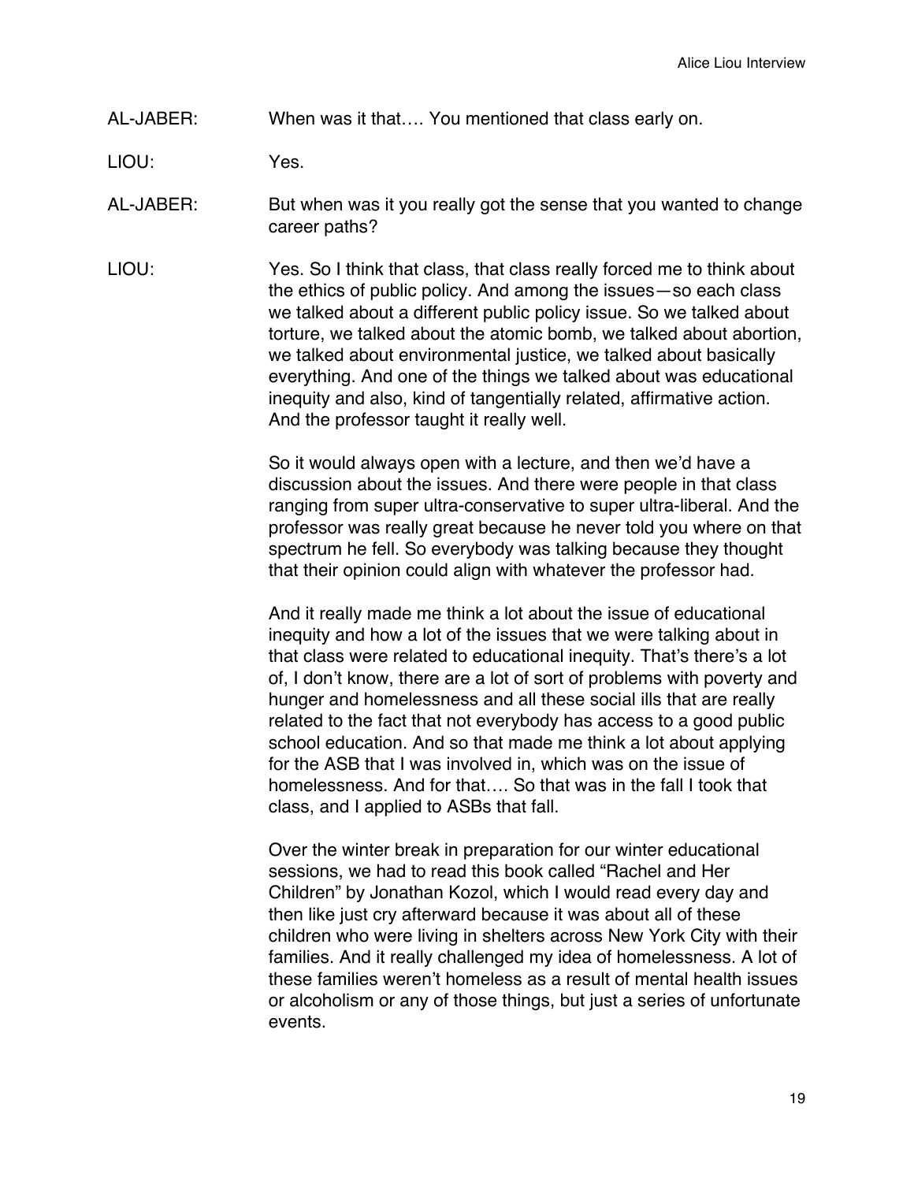AL-JABER: When was it that…. You mentioned that class early on.

LIOU: Yes.

AL-JABER: But when was it you really got the sense that you wanted to change career paths?

LIOU: Yes. So I think that class, that class really forced me to think about the ethics of public policy. And among the issues—so each class we talked about a different public policy issue. So we talked about torture, we talked about the atomic bomb, we talked about abortion, we talked about environmental justice, we talked about basically everything. And one of the things we talked about was educational inequity and also, kind of tangentially related, affirmative action. And the professor taught it really well.

So it would always open with a lecture, and then we'd have a discussion about the issues. And there were people in that class ranging from super ultra-conservative to super ultra-liberal. And the professor was really great because he never told you where on that spectrum he fell. So everybody was talking because they thought that their opinion could align with whatever the professor had.

And it really made me think a lot about the issue of educational inequity and how a lot of the issues that we were talking about in that class were related to educational inequity. That's there's a lot of, I don't know, there are a lot of sort of problems with poverty and hunger and homelessness and all these social ills that are really related to the fact that not everybody has access to a good public school education. And so that made me think a lot about applying for the ASB that I was involved in, which was on the issue of homelessness. And for that…. So that was in the fall I took that class, and I applied to ASBs that fall.

Over the winter break in preparation for our winter educational sessions, we had to read this book called "Rachel and Her Children" by Jonathan Kozol, which I would read every day and then like just cry afterward because it was about all of these children who were living in shelters across New York City with their families. And it really challenged my idea of homelessness. A lot of these families weren't homeless as a result of mental health issues or alcoholism or any of those things, but just a series of unfortunate events.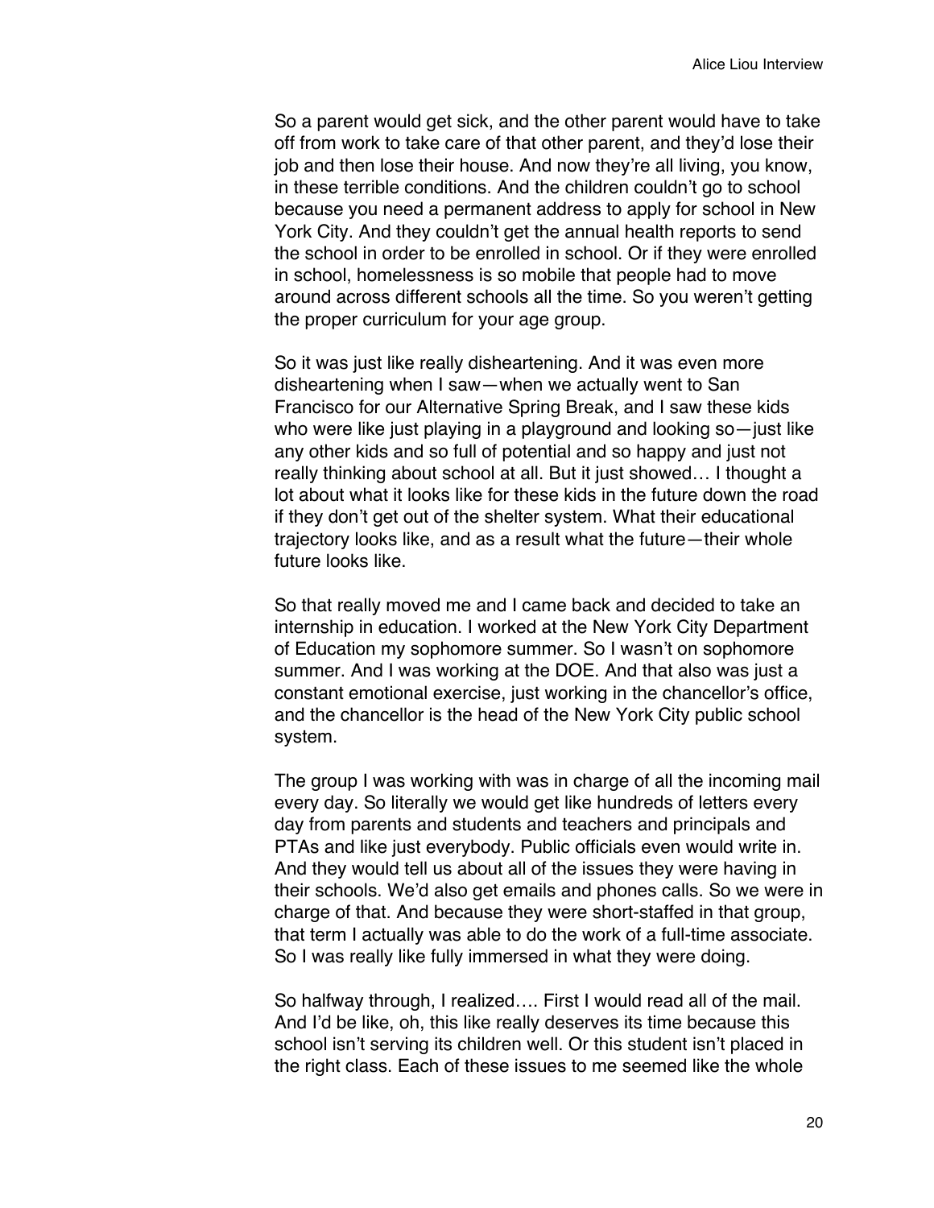So a parent would get sick, and the other parent would have to take off from work to take care of that other parent, and they'd lose their job and then lose their house. And now they're all living, you know, in these terrible conditions. And the children couldn't go to school because you need a permanent address to apply for school in New York City. And they couldn't get the annual health reports to send the school in order to be enrolled in school. Or if they were enrolled in school, homelessness is so mobile that people had to move around across different schools all the time. So you weren't getting the proper curriculum for your age group.

So it was just like really disheartening. And it was even more disheartening when I saw—when we actually went to San Francisco for our Alternative Spring Break, and I saw these kids who were like just playing in a playground and looking so—just like any other kids and so full of potential and so happy and just not really thinking about school at all. But it just showed… I thought a lot about what it looks like for these kids in the future down the road if they don't get out of the shelter system. What their educational trajectory looks like, and as a result what the future—their whole future looks like.

So that really moved me and I came back and decided to take an internship in education. I worked at the New York City Department of Education my sophomore summer. So I wasn't on sophomore summer. And I was working at the DOE. And that also was just a constant emotional exercise, just working in the chancellor's office, and the chancellor is the head of the New York City public school system.

The group I was working with was in charge of all the incoming mail every day. So literally we would get like hundreds of letters every day from parents and students and teachers and principals and PTAs and like just everybody. Public officials even would write in. And they would tell us about all of the issues they were having in their schools. We'd also get emails and phones calls. So we were in charge of that. And because they were short-staffed in that group, that term I actually was able to do the work of a full-time associate. So I was really like fully immersed in what they were doing.

So halfway through, I realized…. First I would read all of the mail. And I'd be like, oh, this like really deserves its time because this school isn't serving its children well. Or this student isn't placed in the right class. Each of these issues to me seemed like the whole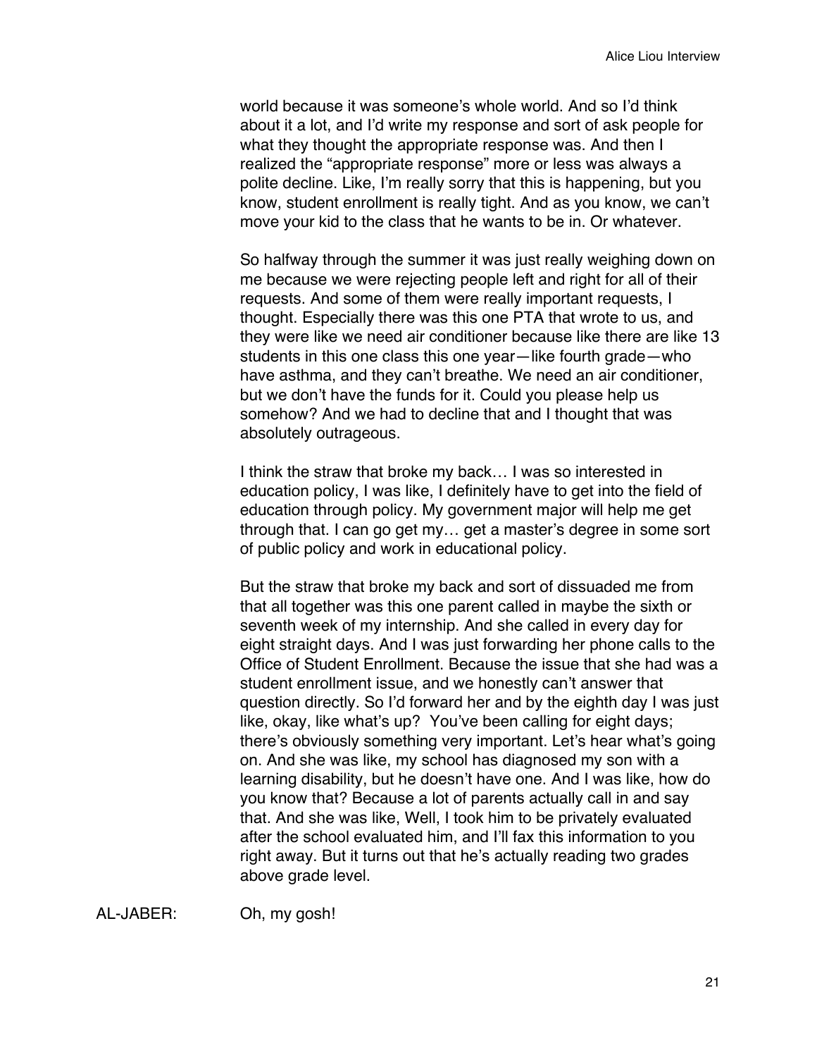world because it was someone's whole world. And so I'd think about it a lot, and I'd write my response and sort of ask people for what they thought the appropriate response was. And then I realized the "appropriate response" more or less was always a polite decline. Like, I'm really sorry that this is happening, but you know, student enrollment is really tight. And as you know, we can't move your kid to the class that he wants to be in. Or whatever.

So halfway through the summer it was just really weighing down on me because we were rejecting people left and right for all of their requests. And some of them were really important requests, I thought. Especially there was this one PTA that wrote to us, and they were like we need air conditioner because like there are like 13 students in this one class this one year—like fourth grade—who have asthma, and they can't breathe. We need an air conditioner, but we don't have the funds for it. Could you please help us somehow? And we had to decline that and I thought that was absolutely outrageous.

I think the straw that broke my back… I was so interested in education policy, I was like, I definitely have to get into the field of education through policy. My government major will help me get through that. I can go get my… get a master's degree in some sort of public policy and work in educational policy.

But the straw that broke my back and sort of dissuaded me from that all together was this one parent called in maybe the sixth or seventh week of my internship. And she called in every day for eight straight days. And I was just forwarding her phone calls to the Office of Student Enrollment. Because the issue that she had was a student enrollment issue, and we honestly can't answer that question directly. So I'd forward her and by the eighth day I was just like, okay, like what's up? You've been calling for eight days; there's obviously something very important. Let's hear what's going on. And she was like, my school has diagnosed my son with a learning disability, but he doesn't have one. And I was like, how do you know that? Because a lot of parents actually call in and say that. And she was like, Well, I took him to be privately evaluated after the school evaluated him, and I'll fax this information to you right away. But it turns out that he's actually reading two grades above grade level.

AL-JABER: Oh, my gosh!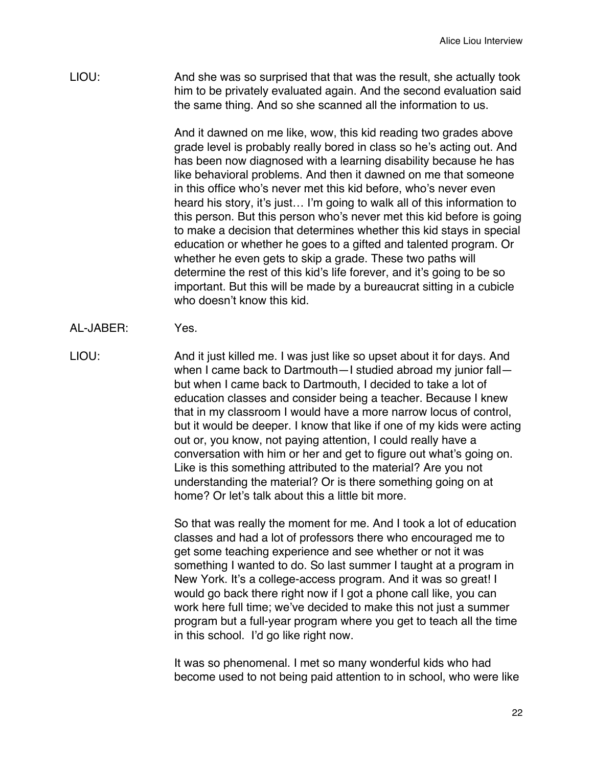LIOU: And she was so surprised that that was the result, she actually took him to be privately evaluated again. And the second evaluation said the same thing. And so she scanned all the information to us.

And it dawned on me like, wow, this kid reading two grades above grade level is probably really bored in class so he's acting out. And has been now diagnosed with a learning disability because he has like behavioral problems. And then it dawned on me that someone in this office who's never met this kid before, who's never even heard his story, it's just… I'm going to walk all of this information to this person. But this person who's never met this kid before is going to make a decision that determines whether this kid stays in special education or whether he goes to a gifted and talented program. Or whether he even gets to skip a grade. These two paths will determine the rest of this kid's life forever, and it's going to be so important. But this will be made by a bureaucrat sitting in a cubicle who doesn't know this kid.

AL-JABER: Yes.

LIOU: And it just killed me. I was just like so upset about it for days. And when I came back to Dartmouth—I studied abroad my junior fall—but when I came back to Dartmouth, I decided to take a lot of education classes and consider being a teacher. Because I knew that in my classroom I would have a more narrow locus of control, but it would be deeper. I know that like if one of my kids were acting out or, you know, not paying attention, I could really have a conversation with him or her and get to figure out what's going on. Like is this something attributed to the material? Are you not understanding the material? Or is there something going on at home? Or let's talk about this a little bit more.

So that was really the moment for me. And I took a lot of education classes and had a lot of professors there who encouraged me to get some teaching experience and see whether or not it was something I wanted to do. So last summer I taught at a program in New York. It's a college-access program. And it was so great! I would go back there right now if I got a phone call like, you can work here full time; we've decided to make this not just a summer program but a full-year program where you get to teach all the time in this school. I'd go like right now.

It was so phenomenal. I met so many wonderful kids who had become used to not being paid attention to in school, who were like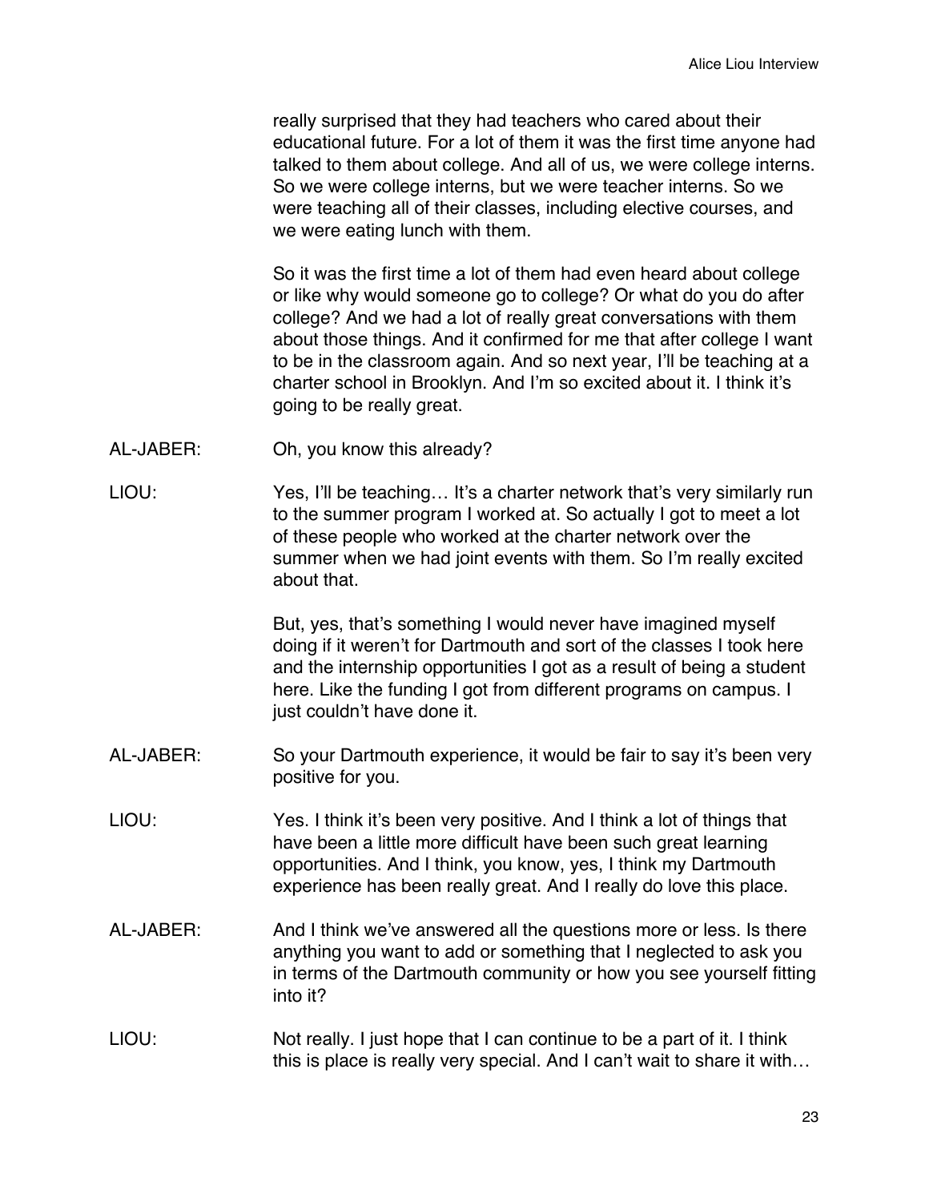really surprised that they had teachers who cared about their educational future. For a lot of them it was the first time anyone had talked to them about college. And all of us, we were college interns. So we were college interns, but we were teacher interns. So we were teaching all of their classes, including elective courses, and we were eating lunch with them.

So it was the first time a lot of them had even heard about college or like why would someone go to college? Or what do you do after college? And we had a lot of really great conversations with them about those things. And it confirmed for me that after college I want to be in the classroom again. And so next year, I'll be teaching at a charter school in Brooklyn. And I'm so excited about it. I think it's going to be really great.

AL-JABER: Oh, you know this already?

LIOU: Yes, I'll be teaching… It's a charter network that's very similarly run to the summer program I worked at. So actually I got to meet a lot of these people who worked at the charter network over the summer when we had joint events with them. So I'm really excited about that.

But, yes, that's something I would never have imagined myself doing if it weren't for Dartmouth and sort of the classes I took here and the internship opportunities I got as a result of being a student here. Like the funding I got from different programs on campus. I just couldn't have done it.

AL-JABER: So your Dartmouth experience, it would be fair to say it's been very positive for you.

LIOU: Yes. I think it's been very positive. And I think a lot of things that have been a little more difficult have been such great learning opportunities. And I think, you know, yes, I think my Dartmouth experience has been really great. And I really do love this place.

AL-JABER: And I think we've answered all the questions more or less. Is there anything you want to add or something that I neglected to ask you in terms of the Dartmouth community or how you see yourself fitting into it?

LIOU: Not really. I just hope that I can continue to be a part of it. I think this is place is really very special. And I can't wait to share it with…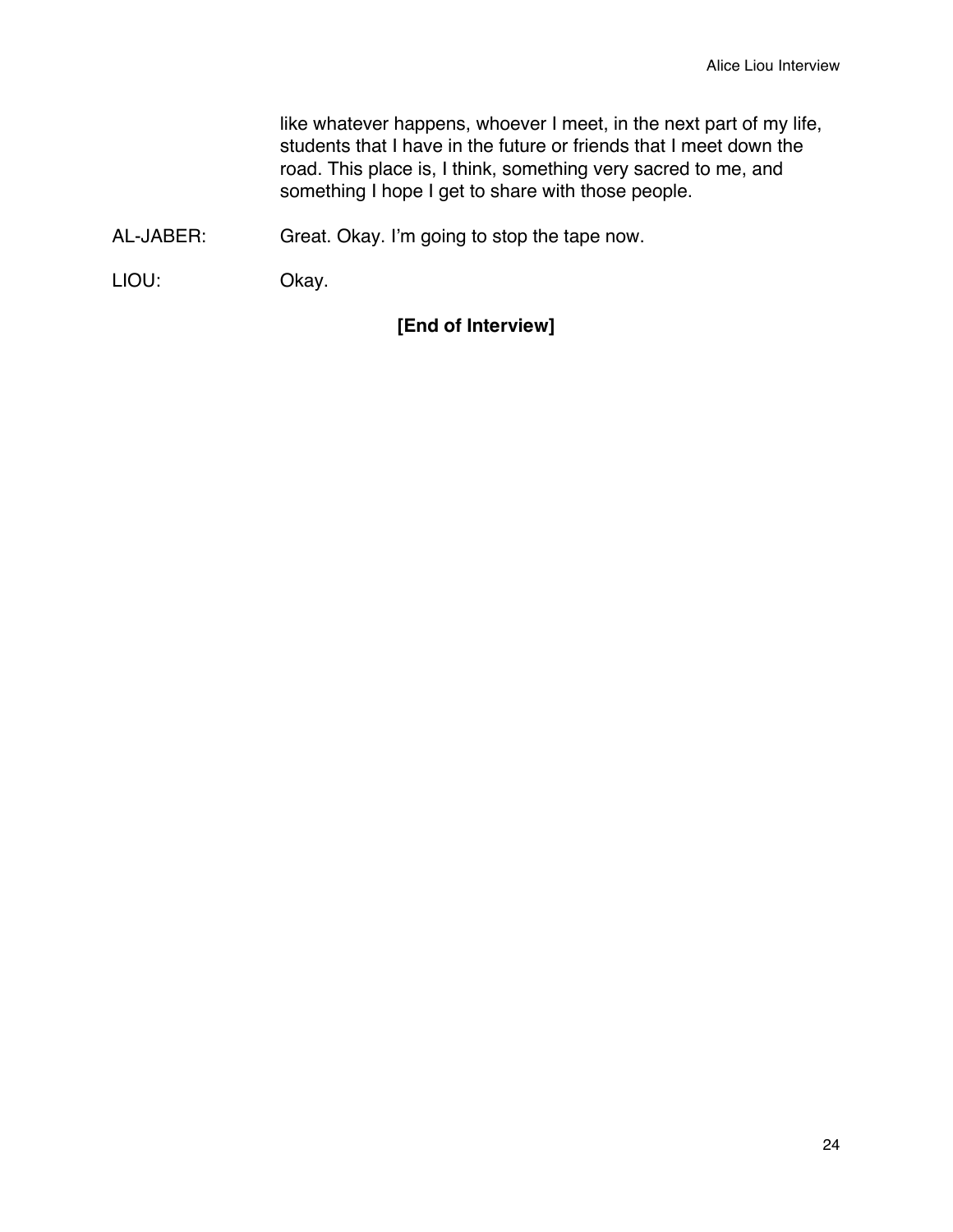like whatever happens, whoever I meet, in the next part of my life, students that I have in the future or friends that I meet down the road. This place is, I think, something very sacred to me, and something I hope I get to share with those people.

AL-JABER: Great. Okay. I'm going to stop the tape now.

LIOU: Okay.

**[End of Interview]**